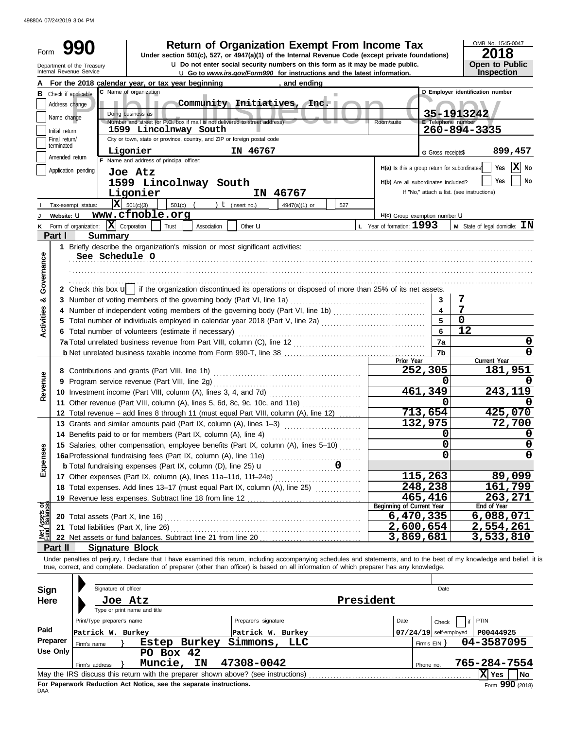49880A 07/24/2019 3:04 PM

Form **990**

Department of the Treasury
Internal Revenue Service

# Return of Organization Exempt From Income Tax

**Under section 501(c), 527, or 4947(a)(1) of the Internal Revenue Code (except private foundations)**

u Do not enter social security numbers on this form as it may be made public.

u Go to www.irs.gov/Form990 for instructions and the latest information.

OMB No. 1545-0047

**2018**

**Open to Public Inspection**

Public Inspection Copy

**A** For the 2018 calendar year, or tax year beginning , and ending

**B** Check if applicable:
- Address change
- Name change
- Initial return
- Final return/terminated
- Amended return
- Application pending

**C** Name of organization: **Community Initiatives, Inc.**

Doing business as

Number and street (or P.O. box if mail is not delivered to street address): 1599 Lincolnway South — Room/suite

City or town, state or province, country, and ZIP or foreign postal code: Ligonier IN 46767

**D** Employer identification number: **35-1913242**

**E** Telephone number: **260-894-3335**

**G** Gross receipts$ **899,457**

**F** Name and address of principal officer:
Joe Atz
1599 Lincolnway South
Ligonier IN 46767

H(a) Is this a group return for subordinates? Yes [ ] No [X]

H(b) Are all subordinates included? Yes [ ] No [ ]
If "No," attach a list. (see instructions)

**I** Tax-exempt status: [X] 501(c)(3) [ ] 501(c) ( ) t (insert no.) [ ] 4947(a)(1) or [ ] 527

**J** Website: u www.cfnoble.org

H(c) Group exemption number u

**K** Form of organization: [X] Corporation [ ] Trust [ ] Association [ ] Other u

**L** Year of formation: **1993**

**M** State of legal domicile: **IN**

## Part I Summary

**Activities & Governance**

1 Briefly describe the organization's mission or most significant activities:
See Schedule O

2 Check this box u [ ] if the organization discontinued its operations or disposed of more than 25% of its net assets.

| | | Line | Value |
|---|---|---|---|
| 3 | Number of voting members of the governing body (Part VI, line 1a) | 3 | 7 |
| 4 | Number of independent voting members of the governing body (Part VI, line 1b) | 4 | 7 |
| 5 | Total number of individuals employed in calendar year 2018 (Part V, line 2a) | 5 | 0 |
| 6 | Total number of volunteers (estimate if necessary) | 6 | 12 |
| 7a | Total unrelated business revenue from Part VIII, column (C), line 12 | 7a | 0 |
| b | Net unrelated business taxable income from Form 990-T, line 38 | 7b | 0 |

| | | Prior Year | Current Year |
|---|---|---|---|
| **Revenue** | | | |
| 8 | Contributions and grants (Part VIII, line 1h) | 252,305 | 181,951 |
| 9 | Program service revenue (Part VIII, line 2g) | 0 | 0 |
| 10 | Investment income (Part VIII, column (A), lines 3, 4, and 7d) | 461,349 | 243,119 |
| 11 | Other revenue (Part VIII, column (A), lines 5, 6d, 8c, 9c, 10c, and 11e) | 0 | 0 |
| 12 | Total revenue – add lines 8 through 11 (must equal Part VIII, column (A), line 12) | 713,654 | 425,070 |
| **Expenses** | | | |
| 13 | Grants and similar amounts paid (Part IX, column (A), lines 1–3) | 132,975 | 72,700 |
| 14 | Benefits paid to or for members (Part IX, column (A), line 4) | 0 | 0 |
| 15 | Salaries, other compensation, employee benefits (Part IX, column (A), lines 5–10) | 0 | 0 |
| 16a | Professional fundraising fees (Part IX, column (A), line 11e) | 0 | 0 |
| b | Total fundraising expenses (Part IX, column (D), line 25) u 0 | | |
| 17 | Other expenses (Part IX, column (A), lines 11a–11d, 11f–24e) | 115,263 | 89,099 |
| 18 | Total expenses. Add lines 13–17 (must equal Part IX, column (A), line 25) | 248,238 | 161,799 |
| 19 | Revenue less expenses. Subtract line 18 from line 12 | 465,416 | 263,271 |

| **Net Assets or Fund Balances** | | Beginning of Current Year | End of Year |
|---|---|---|---|
| 20 | Total assets (Part X, line 16) | 6,470,335 | 6,088,071 |
| 21 | Total liabilities (Part X, line 26) | 2,600,654 | 2,554,261 |
| 22 | Net assets or fund balances. Subtract line 21 from line 20 | 3,869,681 | 3,533,810 |

## Part II Signature Block

Under penalties of perjury, I declare that I have examined this return, including accompanying schedules and statements, and to the best of my knowledge and belief, it is true, correct, and complete. Declaration of preparer (other than officer) is based on all information of which preparer has any knowledge.

**Sign Here**

Signature of officer — Date

Joe Atz — President

Type or print name and title

**Paid Preparer Use Only**

| Print/Type preparer's name | Preparer's signature | Date | Check [ ] if self-employed | PTIN |
|---|---|---|---|---|
| Patrick W. Burkey | Patrick W. Burkey | 07/24/19 | | P00444925 |

Firm's name } Estep Burkey Simmons, LLC — Firm's EIN } 04-3587095

Firm's address } PO Box 42, Muncie, IN 47308-0042 — Phone no. 765-284-7554

May the IRS discuss this return with the preparer shown above? (see instructions) [X] Yes [ ] No

**For Paperwork Reduction Act Notice, see the separate instructions.**

DAA

Form **990** (2018)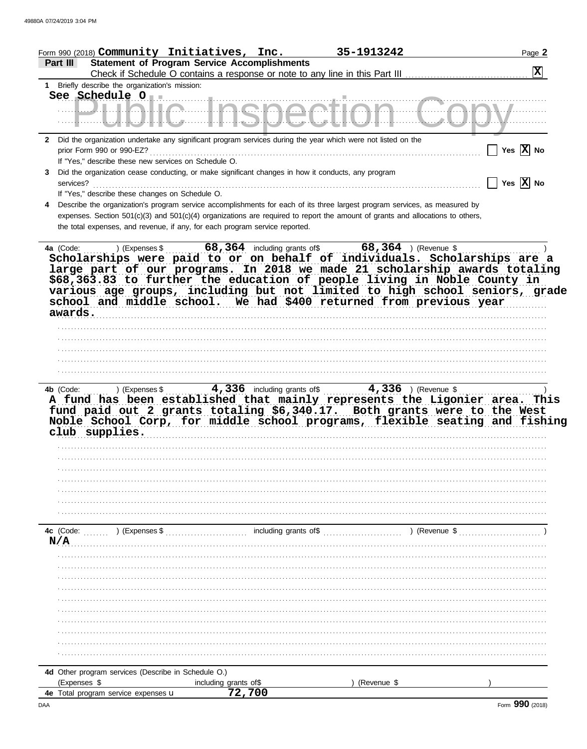Form 990 (2018) **Community Initiatives, Inc.** **35-1913242** Page **2**

**Part III** **Statement of Program Service Accomplishments**

Check if Schedule O contains a response or note to any line in this Part III ☒

**1** Briefly describe the organization's mission:

See Schedule O

Public Inspection Copy

**2** Did the organization undertake any significant program services during the year which were not listed on the prior Form 990 or 990-EZ? ☐ Yes ☒ No

If "Yes," describe these new services on Schedule O.

**3** Did the organization cease conducting, or make significant changes in how it conducts, any program services? ☐ Yes ☒ No

If "Yes," describe these changes on Schedule O.

**4** Describe the organization's program service accomplishments for each of its three largest program services, as measured by expenses. Section 501(c)(3) and 501(c)(4) organizations are required to report the amount of grants and allocations to others, the total expenses, and revenue, if any, for each program service reported.

**4a** (Code: ) (Expenses $ **68,364** including grants of$ **68,364** ) (Revenue $ )

Scholarships were paid to or on behalf of individuals. Scholarships are a large part of our programs. In 2018 we made 21 scholarship awards totaling $68,363.83 to further the education of people living in Noble County in various age groups, including but not limited to high school seniors, grade school and middle school. We had $400 returned from previous year awards.

**4b** (Code: ) (Expenses $ **4,336** including grants of$ **4,336** ) (Revenue $ )

A fund has been established that mainly represents the Ligonier area. This fund paid out 2 grants totaling $6,340.17. Both grants were to the West Noble School Corp, for middle school programs, flexible seating and fishing club supplies.

**4c** (Code: ) (Expenses $ including grants of$ ) (Revenue $ )

N/A

**4d** Other program services (Describe in Schedule O.)

(Expenses $ including grants of$ ) (Revenue $ )

**4e** Total program service expenses **72,700**

DAA Form **990** (2018)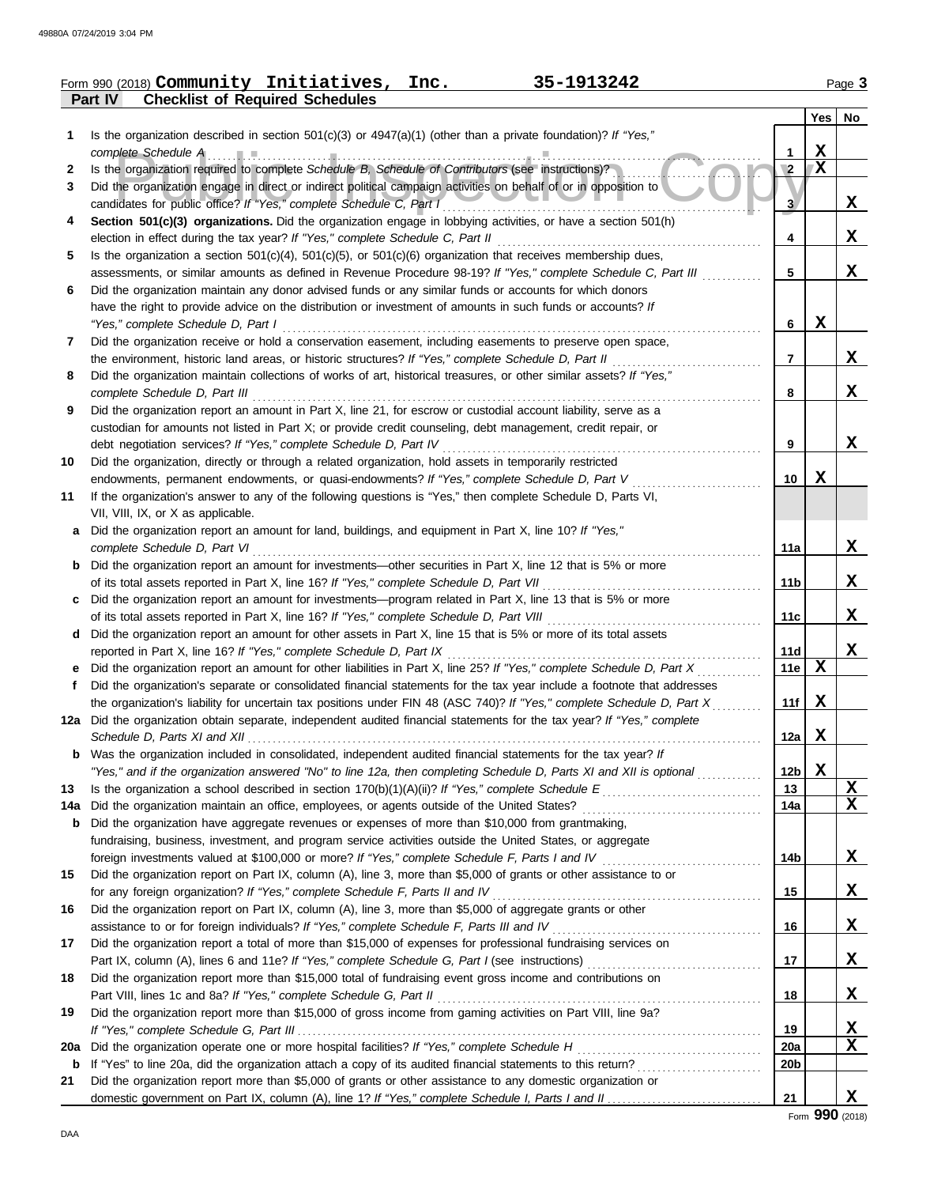Form 990 (2018) **Community Initiatives, Inc.** **35-1913242**

## Part IV Checklist of Required Schedules

| | | | Yes | No |
|---|---|---|---|---|
| **1** | Is the organization described in section 501(c)(3) or 4947(a)(1) (other than a private foundation)? *If "Yes," complete Schedule A* | 1 | X | |
| **2** | Is the organization required to complete *Schedule B, Schedule of Contributors* (see instructions)? | 2 | X | |
| **3** | Did the organization engage in direct or indirect political campaign activities on behalf of or in opposition to candidates for public office? *If "Yes," complete Schedule C, Part I* | 3 | | X |
| **4** | **Section 501(c)(3) organizations.** Did the organization engage in lobbying activities, or have a section 501(h) election in effect during the tax year? *If "Yes," complete Schedule C, Part II* | 4 | | X |
| **5** | Is the organization a section 501(c)(4), 501(c)(5), or 501(c)(6) organization that receives membership dues, assessments, or similar amounts as defined in Revenue Procedure 98-19? *If "Yes," complete Schedule C, Part III* | 5 | | X |
| **6** | Did the organization maintain any donor advised funds or any similar funds or accounts for which donors have the right to provide advice on the distribution or investment of amounts in such funds or accounts? *If "Yes," complete Schedule D, Part I* | 6 | X | |
| **7** | Did the organization receive or hold a conservation easement, including easements to preserve open space, the environment, historic land areas, or historic structures? *If "Yes," complete Schedule D, Part II* | 7 | | X |
| **8** | Did the organization maintain collections of works of art, historical treasures, or other similar assets? *If "Yes," complete Schedule D, Part III* | 8 | | X |
| **9** | Did the organization report an amount in Part X, line 21, for escrow or custodial account liability, serve as a custodian for amounts not listed in Part X; or provide credit counseling, debt management, credit repair, or debt negotiation services? *If "Yes," complete Schedule D, Part IV* | 9 | | X |
| **10** | Did the organization, directly or through a related organization, hold assets in temporarily restricted endowments, permanent endowments, or quasi-endowments? *If "Yes," complete Schedule D, Part V* | 10 | X | |
| **11** | If the organization's answer to any of the following questions is "Yes," then complete Schedule D, Parts VI, VII, VIII, IX, or X as applicable. | | | |
| **a** | Did the organization report an amount for land, buildings, and equipment in Part X, line 10? *If "Yes," complete Schedule D, Part VI* | 11a | | X |
| **b** | Did the organization report an amount for investments—other securities in Part X, line 12 that is 5% or more of its total assets reported in Part X, line 16? *If "Yes," complete Schedule D, Part VII* | 11b | | X |
| **c** | Did the organization report an amount for investments—program related in Part X, line 13 that is 5% or more of its total assets reported in Part X, line 16? *If "Yes," complete Schedule D, Part VIII* | 11c | | X |
| **d** | Did the organization report an amount for other assets in Part X, line 15 that is 5% or more of its total assets reported in Part X, line 16? *If "Yes," complete Schedule D, Part IX* | 11d | | X |
| **e** | Did the organization report an amount for other liabilities in Part X, line 25? *If "Yes," complete Schedule D, Part X* | 11e | X | |
| **f** | Did the organization's separate or consolidated financial statements for the tax year include a footnote that addresses the organization's liability for uncertain tax positions under FIN 48 (ASC 740)? *If "Yes," complete Schedule D, Part X* | 11f | X | |
| **12a** | Did the organization obtain separate, independent audited financial statements for the tax year? *If "Yes," complete Schedule D, Parts XI and XII* | 12a | X | |
| **b** | Was the organization included in consolidated, independent audited financial statements for the tax year? *If "Yes," and if the organization answered "No" to line 12a, then completing Schedule D, Parts XI and XII is optional* | 12b | X | |
| **13** | Is the organization a school described in section 170(b)(1)(A)(ii)? *If "Yes," complete Schedule E* | 13 | | X |
| **14a** | Did the organization maintain an office, employees, or agents outside of the United States? | 14a | | X |
| **b** | Did the organization have aggregate revenues or expenses of more than $10,000 from grantmaking, fundraising, business, investment, and program service activities outside the United States, or aggregate foreign investments valued at $100,000 or more? *If "Yes," complete Schedule F, Parts I and IV* | 14b | | X |
| **15** | Did the organization report on Part IX, column (A), line 3, more than $5,000 of grants or other assistance to or for any foreign organization? *If "Yes," complete Schedule F, Parts II and IV* | 15 | | X |
| **16** | Did the organization report on Part IX, column (A), line 3, more than $5,000 of aggregate grants or other assistance to or for foreign individuals? *If "Yes," complete Schedule F, Parts III and IV* | 16 | | X |
| **17** | Did the organization report a total of more than $15,000 of expenses for professional fundraising services on Part IX, column (A), lines 6 and 11e? *If "Yes," complete Schedule G, Part I* (see instructions) | 17 | | X |
| **18** | Did the organization report more than $15,000 total of fundraising event gross income and contributions on Part VIII, lines 1c and 8a? *If "Yes," complete Schedule G, Part II* | 18 | | X |
| **19** | Did the organization report more than $15,000 of gross income from gaming activities on Part VIII, line 9a? *If "Yes," complete Schedule G, Part III* | 19 | | X |
| **20a** | Did the organization operate one or more hospital facilities? *If "Yes," complete Schedule H* | 20a | | X |
| **b** | If "Yes" to line 20a, did the organization attach a copy of its audited financial statements to this return? | 20b | | |
| **21** | Did the organization report more than $5,000 of grants or other assistance to any domestic organization or domestic government on Part IX, column (A), line 1? *If "Yes," complete Schedule I, Parts I and II* | 21 | | X |

Form **990** (2018)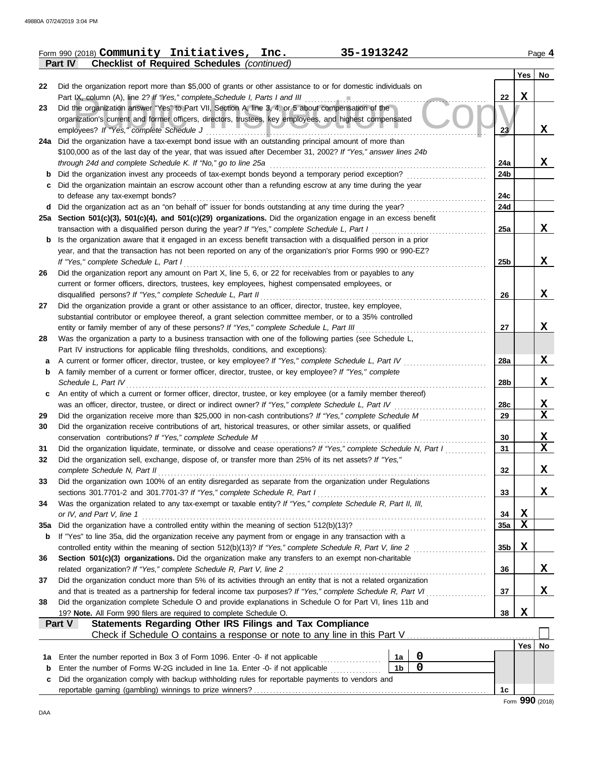Form 990 (2018) **Community Initiatives, Inc.** **35-1913242** Page 4

**Part IV Checklist of Required Schedules** *(continued)*

| | | | Yes | No |
|---|---|---|---|---|
| 22 | Did the organization report more than $5,000 of grants or other assistance to or for domestic individuals on Part IX, column (A), line 2? *If "Yes," complete Schedule I, Parts I and III* | 22 | X | |
| 23 | Did the organization answer "Yes" to Part VII, Section A, line 3, 4, or 5 about compensation of the organization's current and former officers, directors, trustees, key employees, and highest compensated employees? *If "Yes," complete Schedule J* | 23 | | X |
| 24a | Did the organization have a tax-exempt bond issue with an outstanding principal amount of more than $100,000 as of the last day of the year, that was issued after December 31, 2002? *If "Yes," answer lines 24b through 24d and complete Schedule K. If "No," go to line 25a* | 24a | | X |
| b | Did the organization invest any proceeds of tax-exempt bonds beyond a temporary period exception? | 24b | | |
| c | Did the organization maintain an escrow account other than a refunding escrow at any time during the year to defease any tax-exempt bonds? | 24c | | |
| d | Did the organization act as an "on behalf of" issuer for bonds outstanding at any time during the year? | 24d | | |
| 25a | **Section 501(c)(3), 501(c)(4), and 501(c)(29) organizations.** Did the organization engage in an excess benefit transaction with a disqualified person during the year? *If "Yes," complete Schedule L, Part I* | 25a | | X |
| b | Is the organization aware that it engaged in an excess benefit transaction with a disqualified person in a prior year, and that the transaction has not been reported on any of the organization's prior Forms 990 or 990-EZ? *If "Yes," complete Schedule L, Part I* | 25b | | X |
| 26 | Did the organization report any amount on Part X, line 5, 6, or 22 for receivables from or payables to any current or former officers, directors, trustees, key employees, highest compensated employees, or disqualified persons? *If "Yes," complete Schedule L, Part II* | 26 | | X |
| 27 | Did the organization provide a grant or other assistance to an officer, director, trustee, key employee, substantial contributor or employee thereof, a grant selection committee member, or to a 35% controlled entity or family member of any of these persons? *If "Yes," complete Schedule L, Part III* | 27 | | X |
| 28 | Was the organization a party to a business transaction with one of the following parties (see Schedule L, Part IV instructions for applicable filing thresholds, conditions, and exceptions): | | | |
| a | A current or former officer, director, trustee, or key employee? *If "Yes," complete Schedule L, Part IV* | 28a | | X |
| b | A family member of a current or former officer, director, trustee, or key employee? *If "Yes," complete Schedule L, Part IV* | 28b | | X |
| c | An entity of which a current or former officer, director, trustee, or key employee (or a family member thereof) was an officer, director, trustee, or direct or indirect owner? *If "Yes," complete Schedule L, Part IV* | 28c | | X |
| 29 | Did the organization receive more than $25,000 in non-cash contributions? *If "Yes," complete Schedule M* | 29 | | X |
| 30 | Did the organization receive contributions of art, historical treasures, or other similar assets, or qualified conservation contributions? *If "Yes," complete Schedule M* | 30 | | X |
| 31 | Did the organization liquidate, terminate, or dissolve and cease operations? *If "Yes," complete Schedule N, Part I* | 31 | | X |
| 32 | Did the organization sell, exchange, dispose of, or transfer more than 25% of its net assets? *If "Yes," complete Schedule N, Part II* | 32 | | X |
| 33 | Did the organization own 100% of an entity disregarded as separate from the organization under Regulations sections 301.7701-2 and 301.7701-3? *If "Yes," complete Schedule R, Part I* | 33 | | X |
| 34 | Was the organization related to any tax-exempt or taxable entity? *If "Yes," complete Schedule R, Part II, III, or IV, and Part V, line 1* | 34 | X | |
| 35a | Did the organization have a controlled entity within the meaning of section 512(b)(13)? | 35a | X | |
| b | If "Yes" to line 35a, did the organization receive any payment from or engage in any transaction with a controlled entity within the meaning of section 512(b)(13)? *If "Yes," complete Schedule R, Part V, line 2* | 35b | X | |
| 36 | **Section 501(c)(3) organizations.** Did the organization make any transfers to an exempt non-charitable related organization? *If "Yes," complete Schedule R, Part V, line 2* | 36 | | X |
| 37 | Did the organization conduct more than 5% of its activities through an entity that is not a related organization and that is treated as a partnership for federal income tax purposes? *If "Yes," complete Schedule R, Part VI* | 37 | | X |
| 38 | Did the organization complete Schedule O and provide explanations in Schedule O for Part VI, lines 11b and 19? **Note.** All Form 990 filers are required to complete Schedule O. | 38 | X | |

**Part V Statements Regarding Other IRS Filings and Tax Compliance**

Check if Schedule O contains a response or note to any line in this Part V ☐

| | | | | | Yes | No |
|---|---|---|---|---|---|---|
| 1a | Enter the number reported in Box 3 of Form 1096. Enter -0- if not applicable | 1a | 0 | | | |
| b | Enter the number of Forms W-2G included in line 1a. Enter -0- if not applicable | 1b | 0 | | | |
| c | Did the organization comply with backup withholding rules for reportable payments to vendors and reportable gaming (gambling) winnings to prize winners? | | | 1c | | |

Form **990** (2018)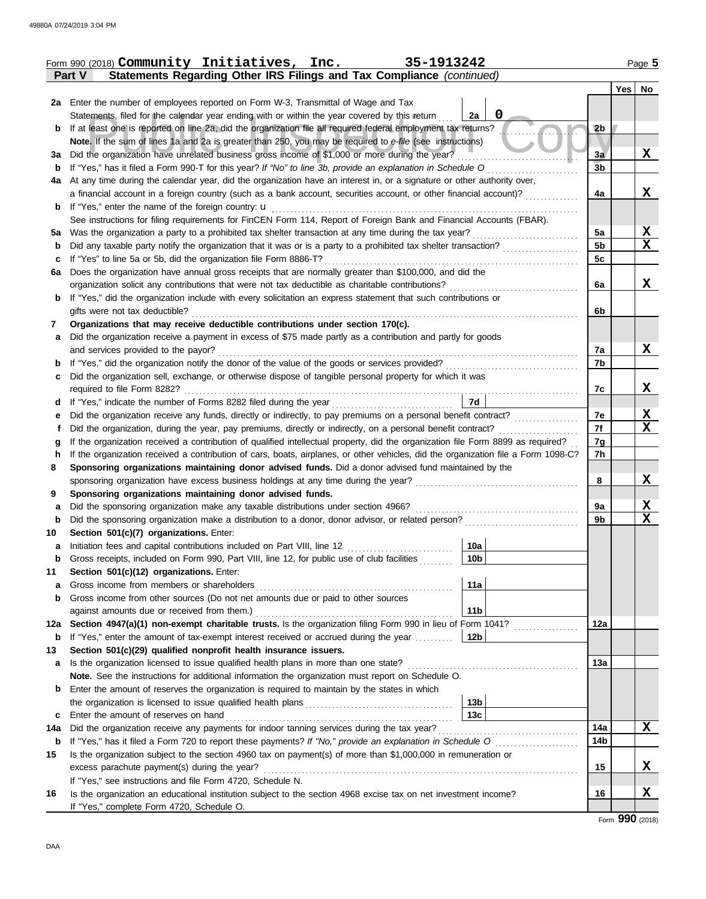Form 990 (2018) **Community Initiatives, Inc.** **35-1913242**

## Part V — Statements Regarding Other IRS Filings and Tax Compliance *(continued)*

| | | | Yes | No |
|---|---|---|---|---|
| **2a** | Enter the number of employees reported on Form W-3, Transmittal of Wage and Tax Statements, filed for the calendar year ending with or within the year covered by this return — **2a**: 0 | | | |
| **b** | If at least one is reported on line 2a, did the organization file all required federal employment tax returns? | 2b | | |
| | **Note.** If the sum of lines 1a and 2a is greater than 250, you may be required to *e-file* (see instructions) | | | |
| **3a** | Did the organization have unrelated business gross income of $1,000 or more during the year? | 3a | | X |
| **b** | If "Yes," has it filed a Form 990-T for this year? *If "No" to line 3b, provide an explanation in Schedule O* | 3b | | |
| **4a** | At any time during the calendar year, did the organization have an interest in, or a signature or other authority over, a financial account in a foreign country (such as a bank account, securities account, or other financial account)? | 4a | | X |
| **b** | If "Yes," enter the name of the foreign country: u | | | |
| | See instructions for filing requirements for FinCEN Form 114, Report of Foreign Bank and Financial Accounts (FBAR). | | | |
| **5a** | Was the organization a party to a prohibited tax shelter transaction at any time during the tax year? | 5a | | X |
| **b** | Did any taxable party notify the organization that it was or is a party to a prohibited tax shelter transaction? | 5b | | X |
| **c** | If "Yes" to line 5a or 5b, did the organization file Form 8886-T? | 5c | | |
| **6a** | Does the organization have annual gross receipts that are normally greater than $100,000, and did the organization solicit any contributions that were not tax deductible as charitable contributions? | 6a | | X |
| **b** | If "Yes," did the organization include with every solicitation an express statement that such contributions or gifts were not tax deductible? | 6b | | |
| **7** | **Organizations that may receive deductible contributions under section 170(c).** | | | |
| **a** | Did the organization receive a payment in excess of $75 made partly as a contribution and partly for goods and services provided to the payor? | 7a | | X |
| **b** | If "Yes," did the organization notify the donor of the value of the goods or services provided? | 7b | | |
| **c** | Did the organization sell, exchange, or otherwise dispose of tangible personal property for which it was required to file Form 8282? | 7c | | X |
| **d** | If "Yes," indicate the number of Forms 8282 filed during the year — **7d** | | | |
| **e** | Did the organization receive any funds, directly or indirectly, to pay premiums on a personal benefit contract? | 7e | | X |
| **f** | Did the organization, during the year, pay premiums, directly or indirectly, on a personal benefit contract? | 7f | | X |
| **g** | If the organization received a contribution of qualified intellectual property, did the organization file Form 8899 as required? | 7g | | |
| **h** | If the organization received a contribution of cars, boats, airplanes, or other vehicles, did the organization file a Form 1098-C? | 7h | | |
| **8** | **Sponsoring organizations maintaining donor advised funds.** Did a donor advised fund maintained by the sponsoring organization have excess business holdings at any time during the year? | 8 | | X |
| **9** | **Sponsoring organizations maintaining donor advised funds.** | | | |
| **a** | Did the sponsoring organization make any taxable distributions under section 4966? | 9a | | X |
| **b** | Did the sponsoring organization make a distribution to a donor, donor advisor, or related person? | 9b | | X |
| **10** | **Section 501(c)(7) organizations.** Enter: | | | |
| **a** | Initiation fees and capital contributions included on Part VIII, line 12 — **10a** | | | |
| **b** | Gross receipts, included on Form 990, Part VIII, line 12, for public use of club facilities — **10b** | | | |
| **11** | **Section 501(c)(12) organizations.** Enter: | | | |
| **a** | Gross income from members or shareholders — **11a** | | | |
| **b** | Gross income from other sources (Do not net amounts due or paid to other sources against amounts due or received from them.) — **11b** | | | |
| **12a** | **Section 4947(a)(1) non-exempt charitable trusts.** Is the organization filing Form 990 in lieu of Form 1041? | 12a | | |
| **b** | If "Yes," enter the amount of tax-exempt interest received or accrued during the year — **12b** | | | |
| **13** | **Section 501(c)(29) qualified nonprofit health insurance issuers.** | | | |
| **a** | Is the organization licensed to issue qualified health plans in more than one state? | 13a | | |
| | **Note.** See the instructions for additional information the organization must report on Schedule O. | | | |
| **b** | Enter the amount of reserves the organization is required to maintain by the states in which the organization is licensed to issue qualified health plans — **13b** | | | |
| **c** | Enter the amount of reserves on hand — **13c** | | | |
| **14a** | Did the organization receive any payments for indoor tanning services during the tax year? | 14a | | X |
| **b** | If "Yes," has it filed a Form 720 to report these payments? *If "No," provide an explanation in Schedule O* | 14b | | |
| **15** | Is the organization subject to the section 4960 tax on payment(s) of more than $1,000,000 in remuneration or excess parachute payment(s) during the year? | 15 | | X |
| | If "Yes," see instructions and file Form 4720, Schedule N. | | | |
| **16** | Is the organization an educational institution subject to the section 4968 excise tax on net investment income? | 16 | | X |
| | If "Yes," complete Form 4720, Schedule O. | | | |

Form **990** (2018)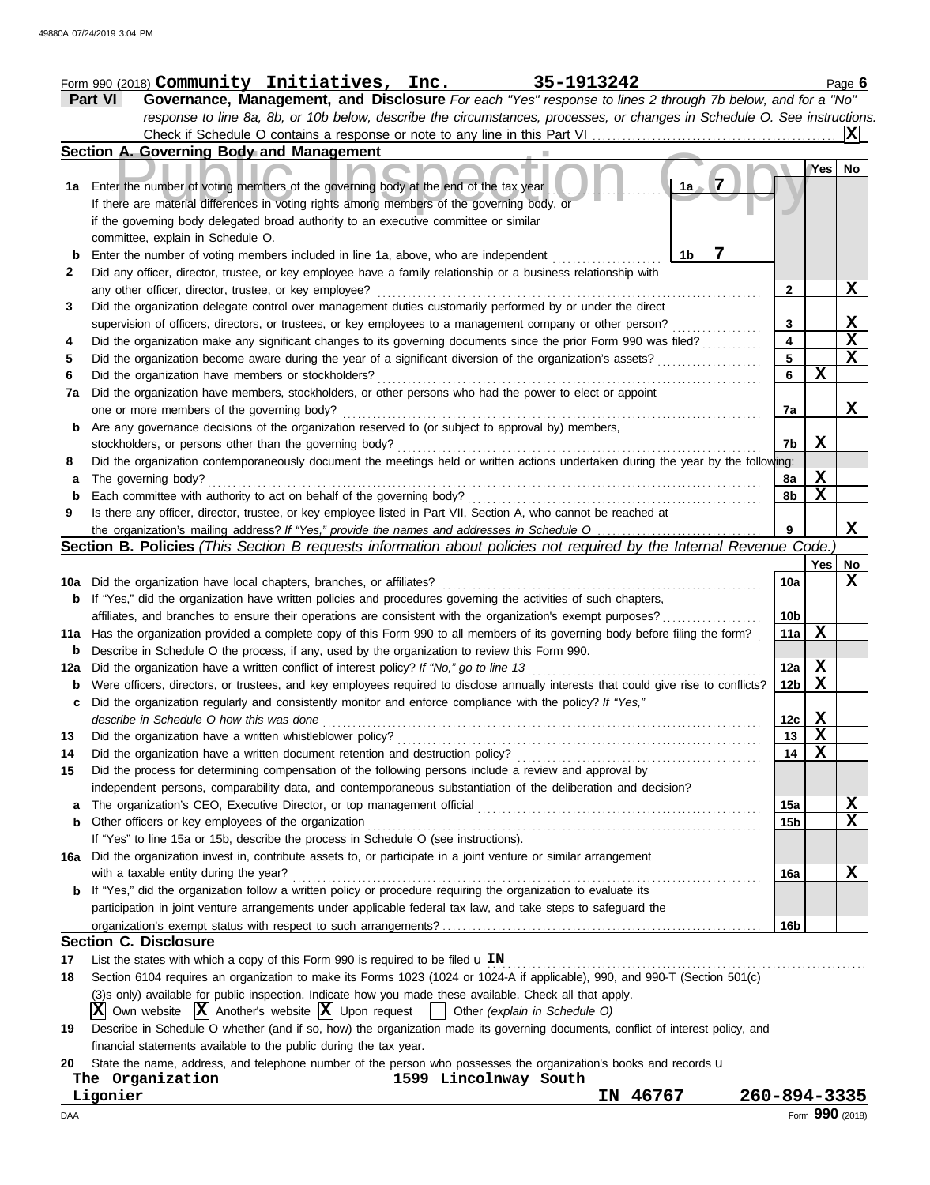Form 990 (2018) **Community Initiatives, Inc.** **35-1913242** Page **6**

## Part VI Governance, Management, and Disclosure

*For each "Yes" response to lines 2 through 7b below, and for a "No" response to line 8a, 8b, or 10b below, describe the circumstances, processes, or changes in Schedule O. See instructions.*

Check if Schedule O contains a response or note to any line in this Part VI .......... [X]

### Section A. Governing Body and Management

| | | | Yes | No |
|---|---|---|---|---|
| **1a** | Enter the number of voting members of the governing body at the end of the tax year ..... **1a** 7<br>If there are material differences in voting rights among members of the governing body, or if the governing body delegated broad authority to an executive committee or similar committee, explain in Schedule O. | | | |
| **b** | Enter the number of voting members included in line 1a, above, who are independent ..... **1b** 7 | | | |
| **2** | Did any officer, director, trustee, or key employee have a family relationship or a business relationship with any other officer, director, trustee, or key employee? | 2 | | X |
| **3** | Did the organization delegate control over management duties customarily performed by or under the direct supervision of officers, directors, or trustees, or key employees to a management company or other person? | 3 | | X |
| **4** | Did the organization make any significant changes to its governing documents since the prior Form 990 was filed? | 4 | | X |
| **5** | Did the organization become aware during the year of a significant diversion of the organization's assets? | 5 | | X |
| **6** | Did the organization have members or stockholders? | 6 | X | |
| **7a** | Did the organization have members, stockholders, or other persons who had the power to elect or appoint one or more members of the governing body? | 7a | | X |
| **b** | Are any governance decisions of the organization reserved to (or subject to approval by) members, stockholders, or persons other than the governing body? | 7b | X | |
| **8** | Did the organization contemporaneously document the meetings held or written actions undertaken during the year by the following: | | | |
| **a** | The governing body? | 8a | X | |
| **b** | Each committee with authority to act on behalf of the governing body? | 8b | X | |
| **9** | Is there any officer, director, trustee, or key employee listed in Part VII, Section A, who cannot be reached at the organization's mailing address? *If "Yes," provide the names and addresses in Schedule O* | 9 | | X |

### Section B. Policies *(This Section B requests information about policies not required by the Internal Revenue Code.)*

| | | | Yes | No |
|---|---|---|---|---|
| **10a** | Did the organization have local chapters, branches, or affiliates? | 10a | | X |
| **b** | If "Yes," did the organization have written policies and procedures governing the activities of such chapters, affiliates, and branches to ensure their operations are consistent with the organization's exempt purposes? | 10b | | |
| **11a** | Has the organization provided a complete copy of this Form 990 to all members of its governing body before filing the form? | 11a | X | |
| **b** | Describe in Schedule O the process, if any, used by the organization to review this Form 990. | | | |
| **12a** | Did the organization have a written conflict of interest policy? *If "No," go to line 13* | 12a | X | |
| **b** | Were officers, directors, or trustees, and key employees required to disclose annually interests that could give rise to conflicts? | 12b | X | |
| **c** | Did the organization regularly and consistently monitor and enforce compliance with the policy? *If "Yes," describe in Schedule O how this was done* | 12c | X | |
| **13** | Did the organization have a written whistleblower policy? | 13 | X | |
| **14** | Did the organization have a written document retention and destruction policy? | 14 | X | |
| **15** | Did the process for determining compensation of the following persons include a review and approval by independent persons, comparability data, and contemporaneous substantiation of the deliberation and decision? | | | |
| **a** | The organization's CEO, Executive Director, or top management official | 15a | | X |
| **b** | Other officers or key employees of the organization | 15b | | X |
| | If "Yes" to line 15a or 15b, describe the process in Schedule O (see instructions). | | | |
| **16a** | Did the organization invest in, contribute assets to, or participate in a joint venture or similar arrangement with a taxable entity during the year? | 16a | | X |
| **b** | If "Yes," did the organization follow a written policy or procedure requiring the organization to evaluate its participation in joint venture arrangements under applicable federal tax law, and take steps to safeguard the organization's exempt status with respect to such arrangements? | 16b | | |

### Section C. Disclosure

**17** List the states with which a copy of this Form 990 is required to be filed u **IN**

**18** Section 6104 requires an organization to make its Forms 1023 (1024 or 1024-A if applicable), 990, and 990-T (Section 501(c)(3)s only) available for public inspection. Indicate how you made these available. Check all that apply.

[X] Own website [X] Another's website [X] Upon request [ ] Other *(explain in Schedule O)*

**19** Describe in Schedule O whether (and if so, how) the organization made its governing documents, conflict of interest policy, and financial statements available to the public during the tax year.

**20** State the name, address, and telephone number of the person who possesses the organization's books and records u

The Organization 1599 Lincolnway South
Ligonier IN 46767 260-894-3335

DAA Form **990** (2018)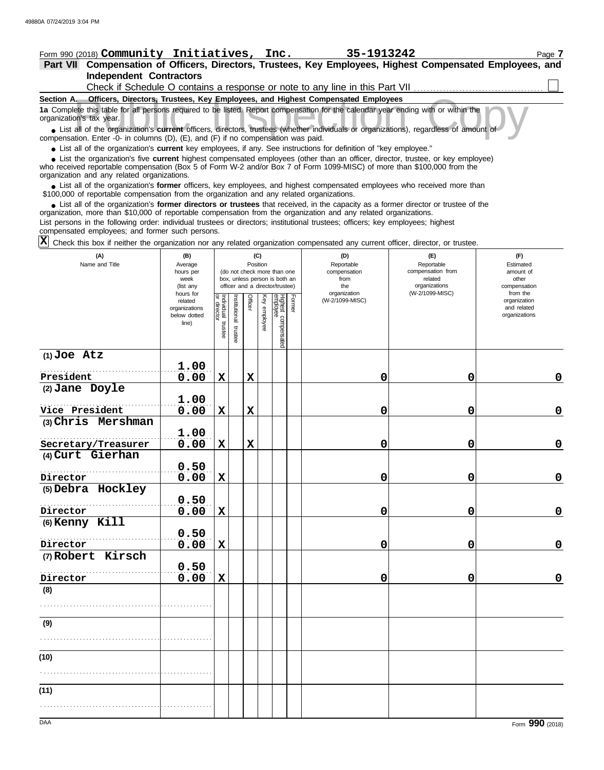Form 990 (2018) **Community Initiatives, Inc.** **35-1913242**

**Part VII Compensation of Officers, Directors, Trustees, Key Employees, Highest Compensated Employees, and Independent Contractors**

Check if Schedule O contains a response or note to any line in this Part VII ☐

**Section A. Officers, Directors, Trustees, Key Employees, and Highest Compensated Employees**

**1a** Complete this table for all persons required to be listed. Report compensation for the calendar year ending with or within the organization's tax year.

- List all of the organization's **current** officers, directors, trustees (whether individuals or organizations), regardless of amount of compensation. Enter -0- in columns (D), (E), and (F) if no compensation was paid.
- List all of the organization's **current** key employees, if any. See instructions for definition of "key employee."
- List the organization's five **current** highest compensated employees (other than an officer, director, trustee, or key employee) who received reportable compensation (Box 5 of Form W-2 and/or Box 7 of Form 1099-MISC) of more than $100,000 from the organization and any related organizations.
- List all of the organization's **former** officers, key employees, and highest compensated employees who received more than $100,000 of reportable compensation from the organization and any related organizations.
- List all of the organization's **former directors or trustees** that received, in the capacity as a former director or trustee of the organization, more than $10,000 of reportable compensation from the organization and any related organizations.

List persons in the following order: individual trustees or directors; institutional trustees; officers; key employees; highest compensated employees; and former such persons.

☒ Check this box if neither the organization nor any related organization compensated any current officer, director, or trustee.

| (A) Name and Title | (B) Average hours per week (list any hours for related organizations below dotted line) | (C) Position: Individual trustee or director | Institutional trustee | Officer | Key employee | Highest compensated employee | Former | (D) Reportable compensation from the organization (W-2/1099-MISC) | (E) Reportable compensation from related organizations (W-2/1099-MISC) | (F) Estimated amount of other compensation from the organization and related organizations |
|---|---|---|---|---|---|---|---|---|---|---|
| (1) Joe Atz<br>President | 1.00<br>0.00 | X | | X | | | | 0 | 0 | 0 |
| (2) Jane Doyle<br>Vice President | 1.00<br>0.00 | X | | X | | | | 0 | 0 | 0 |
| (3) Chris Mershman<br>Secretary/Treasurer | 1.00<br>0.00 | X | | X | | | | 0 | 0 | 0 |
| (4) Curt Gierhan<br>Director | 0.50<br>0.00 | X | | | | | | 0 | 0 | 0 |
| (5) Debra Hockley<br>Director | 0.50<br>0.00 | X | | | | | | 0 | 0 | 0 |
| (6) Kenny Kill<br>Director | 0.50<br>0.00 | X | | | | | | 0 | 0 | 0 |
| (7) Robert Kirsch<br>Director | 0.50<br>0.00 | X | | | | | | 0 | 0 | 0 |
| (8) | | | | | | | | | | |
| (9) | | | | | | | | | | |
| (10) | | | | | | | | | | |
| (11) | | | | | | | | | | |

Form **990** (2018)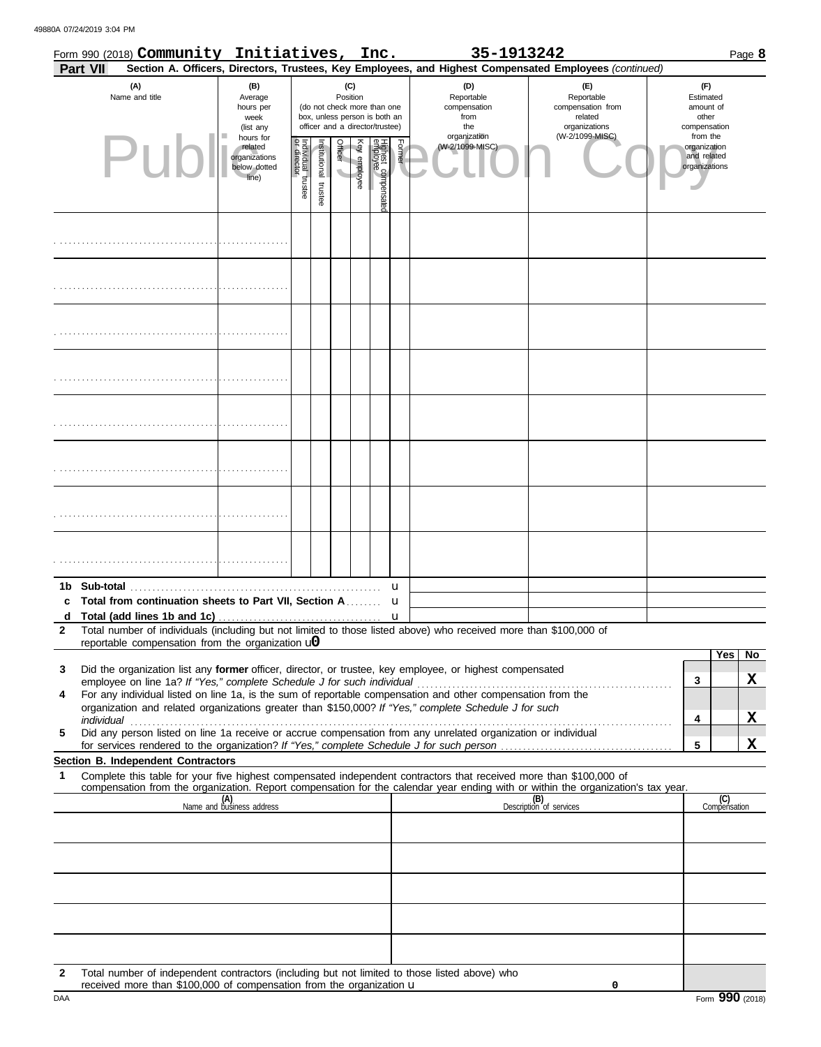Form 990 (2018) **Community Initiatives, Inc.** **35-1913242** Page **8**

**Part VII** **Section A. Officers, Directors, Trustees, Key Employees, and Highest Compensated Employees** *(continued)*

| (A) Name and title | (B) Average hours per week (list any hours for related organizations below dotted line) | (C) Position: Individual trustee or director | Institutional trustee | Officer | Key employee | Highest compensated employee | Former | (D) Reportable compensation from the organization (W-2/1099-MISC) | (E) Reportable compensation from related organizations (W-2/1099-MISC) | (F) Estimated amount of other compensation from the organization and related organizations |
|---|---|---|---|---|---|---|---|---|---|---|
| | | | | | | | | | | |
| | | | | | | | | | | |
| | | | | | | | | | | |
| | | | | | | | | | | |
| | | | | | | | | | | |
| | | | | | | | | | | |
| | | | | | | | | | | |
| | | | | | | | | | | |

| | | (D) | (E) | (F) |
|---|---|---|---|---|
| **1b** | **Sub-total** | | | |
| **c** | **Total from continuation sheets to Part VII, Section A** | | | |
| **d** | **Total (add lines 1b and 1c)** | | | |

**2** Total number of individuals (including but not limited to those listed above) who received more than $100,000 of reportable compensation from the organization u**0**

| | | | Yes | No |
|---|---|---|---|---|
| **3** | Did the organization list any **former** officer, director, or trustee, key employee, or highest compensated employee on line 1a? *If "Yes," complete Schedule J for such individual* | **3** | | **X** |
| **4** | For any individual listed on line 1a, is the sum of reportable compensation and other compensation from the organization and related organizations greater than $150,000? *If "Yes," complete Schedule J for such individual* | **4** | | **X** |
| **5** | Did any person listed on line 1a receive or accrue compensation from any unrelated organization or individual for services rendered to the organization? *If "Yes," complete Schedule J for such person* | **5** | | **X** |

**Section B. Independent Contractors**

**1** Complete this table for your five highest compensated independent contractors that received more than $100,000 of compensation from the organization. Report compensation for the calendar year ending with or within the organization's tax year.

| (A) Name and business address | (B) Description of services | (C) Compensation |
|---|---|---|
| | | |
| | | |
| | | |
| | | |
| | | |

**2** Total number of independent contractors (including but not limited to those listed above) who received more than $100,000 of compensation from the organization u **0**

DAA Form **990** (2018)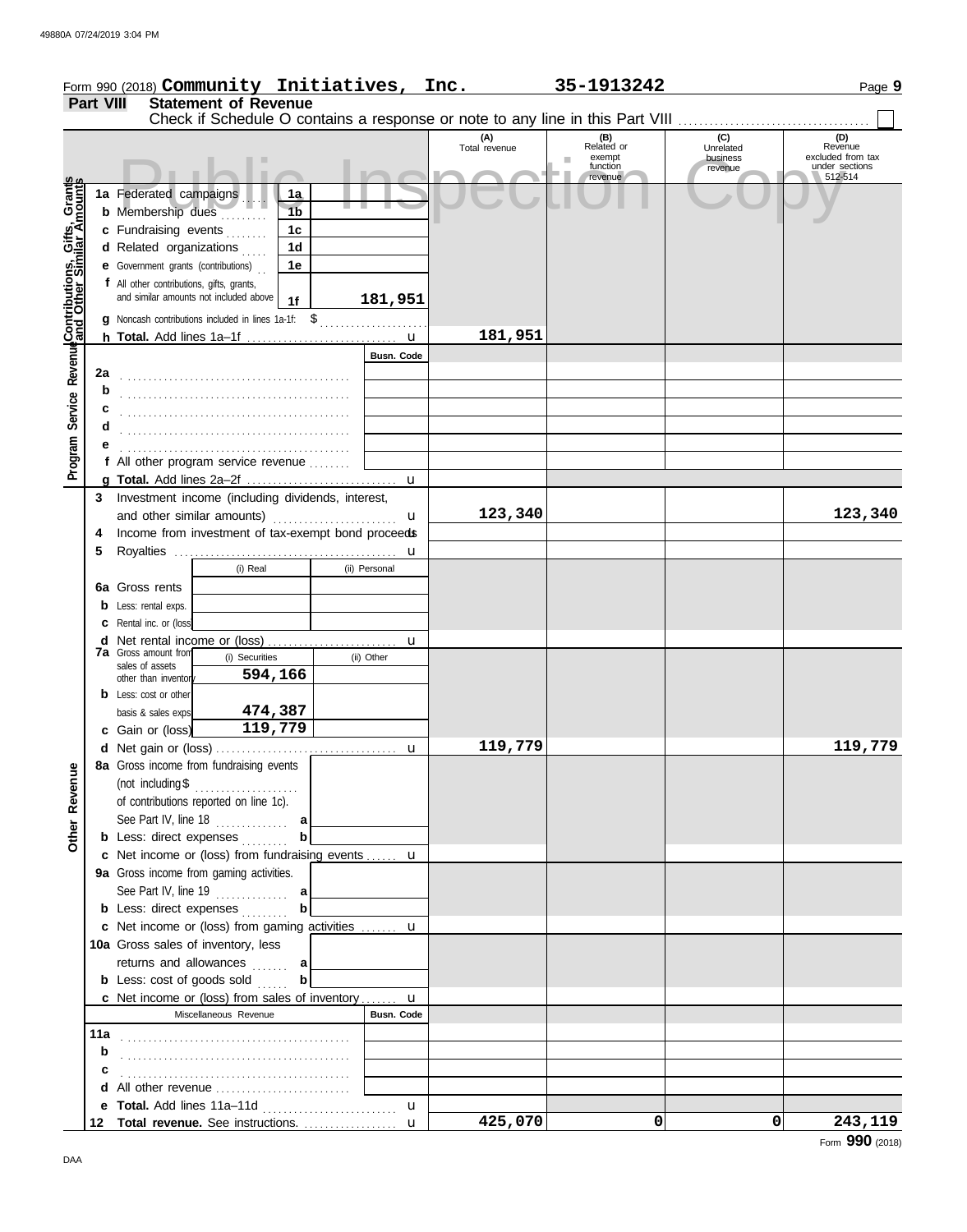Form 990 (2018) **Community Initiatives, Inc.** 35-1913242 Page **9**

**Part VIII Statement of Revenue**

Check if Schedule O contains a response or note to any line in this Part VIII

Public Inspection Copy

| | | | (A) Total revenue | (B) Related or exempt function revenue | (C) Unrelated business revenue | (D) Revenue excluded from tax under sections 512-514 |
|---|---|---|---|---|---|---|
| **Contributions, Gifts, Grants and Other Similar Amounts** | 1a Federated campaigns | 1a | | | | |
| | b Membership dues | 1b | | | | |
| | c Fundraising events | 1c | | | | |
| | d Related organizations | 1d | | | | |
| | e Government grants (contributions) | 1e | | | | |
| | f All other contributions, gifts, grants, and similar amounts not included above | 1f 181,951 | | | | |
| | g Noncash contributions included in lines 1a-1f: $ | | | | | |
| | h **Total.** Add lines 1a–1f | | 181,951 | | | |
| **Program Service Revenue** | | Busn. Code | | | | |
| | 2a | | | | | |
| | b | | | | | |
| | c | | | | | |
| | d | | | | | |
| | e | | | | | |
| | f All other program service revenue | | | | | |
| | g **Total.** Add lines 2a–2f | | | | | |
| **Other Revenue** | 3 Investment income (including dividends, interest, and other similar amounts) | | 123,340 | | | 123,340 |
| | 4 Income from investment of tax-exempt bond proceeds | | | | | |
| | 5 Royalties | | | | | |
| | | (i) Real / (ii) Personal | | | | |
| | 6a Gross rents | | | | | |
| | b Less: rental exps. | | | | | |
| | c Rental inc. or (loss) | | | | | |
| | d Net rental income or (loss) | | | | | |
| | 7a Gross amount from sales of assets other than inventory | (i) Securities: 594,166 / (ii) Other: | | | | |
| | b Less: cost or other basis & sales exps. | (i) Securities: 474,387 / (ii) Other: | | | | |
| | c Gain or (loss) | (i) Securities: 119,779 / (ii) Other: | | | | |
| | d Net gain or (loss) | | 119,779 | | | 119,779 |
| | 8a Gross income from fundraising events (not including $ of contributions reported on line 1c). See Part IV, line 18 | a | | | | |
| | b Less: direct expenses | b | | | | |
| | c Net income or (loss) from fundraising events | | | | | |
| | 9a Gross income from gaming activities. See Part IV, line 19 | a | | | | |
| | b Less: direct expenses | b | | | | |
| | c Net income or (loss) from gaming activities | | | | | |
| | 10a Gross sales of inventory, less returns and allowances | a | | | | |
| | b Less: cost of goods sold | b | | | | |
| | c Net income or (loss) from sales of inventory | | | | | |
| | Miscellaneous Revenue | Busn. Code | | | | |
| | 11a | | | | | |
| | b | | | | | |
| | c | | | | | |
| | d All other revenue | | | | | |
| | e **Total.** Add lines 11a–11d | | | | | |
| | 12 **Total revenue.** See instructions. | | 425,070 | 0 | 0 | 243,119 |

Form **990** (2018)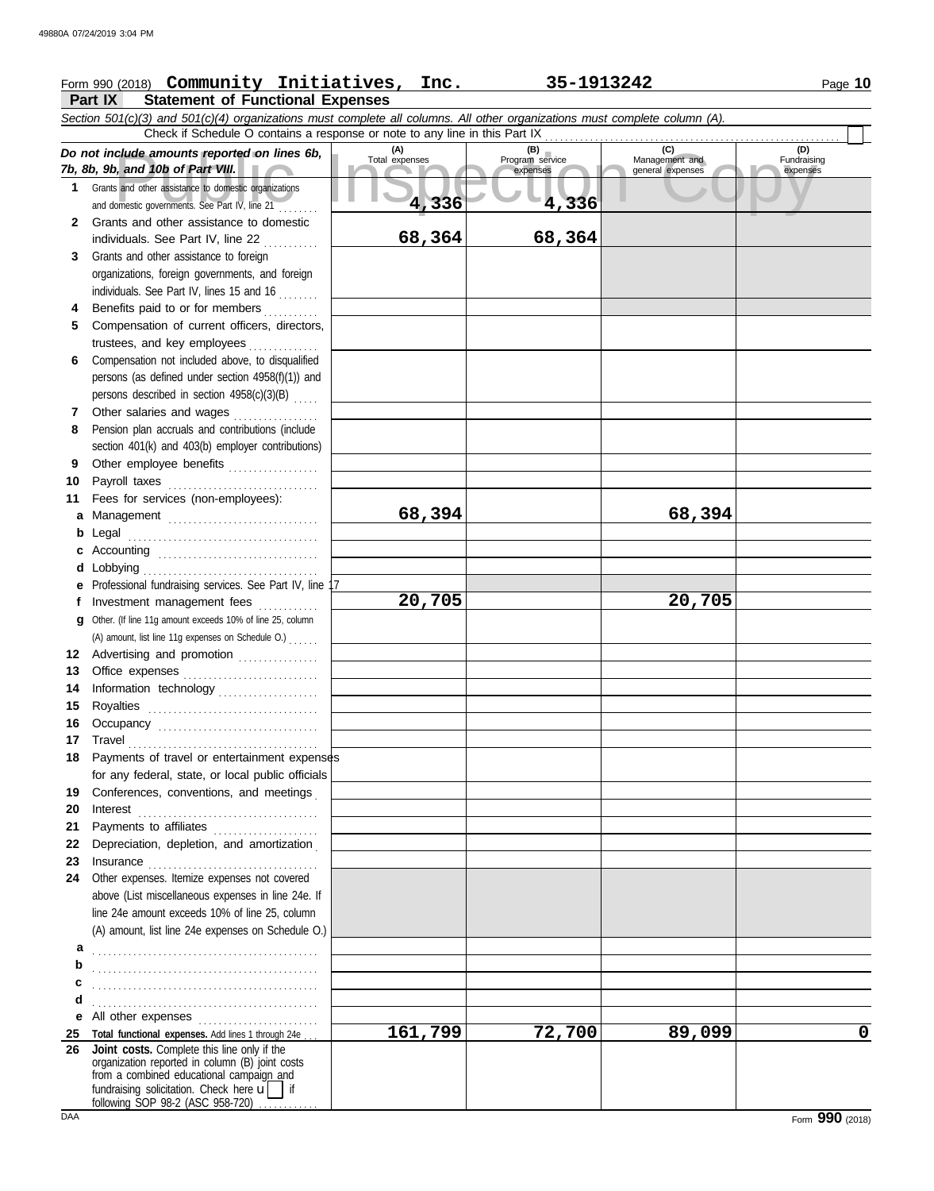Form 990 (2018) **Community Initiatives, Inc.** **35-1913242** Page **10**

## Part IX Statement of Functional Expenses

*Section 501(c)(3) and 501(c)(4) organizations must complete all columns. All other organizations must complete column (A).*

Check if Schedule O contains a response or note to any line in this Part IX . . . . . . . . . . . . . . . . . . . . . . . . . . . . . . . . . . . . . ☐

| ***Do not include amounts reported on lines 6b, 7b, 8b, 9b, and 10b of Part VIII.*** | (A) Total expenses | (B) Program service expenses | (C) Management and general expenses | (D) Fundraising expenses |
|---|---|---|---|---|
| **1** Grants and other assistance to domestic organizations and domestic governments. See Part IV, line 21 | **4,336** | **4,336** | | |
| **2** Grants and other assistance to domestic individuals. See Part IV, line 22 | **68,364** | **68,364** | | |
| **3** Grants and other assistance to foreign organizations, foreign governments, and foreign individuals. See Part IV, lines 15 and 16 | | | | |
| **4** Benefits paid to or for members | | | | |
| **5** Compensation of current officers, directors, trustees, and key employees | | | | |
| **6** Compensation not included above, to disqualified persons (as defined under section 4958(f)(1)) and persons described in section 4958(c)(3)(B) | | | | |
| **7** Other salaries and wages | | | | |
| **8** Pension plan accruals and contributions (include section 401(k) and 403(b) employer contributions) | | | | |
| **9** Other employee benefits | | | | |
| **10** Payroll taxes | | | | |
| **11** Fees for services (non-employees): | | | | |
| **a** Management | **68,394** | | **68,394** | |
| **b** Legal | | | | |
| **c** Accounting | | | | |
| **d** Lobbying | | | | |
| **e** Professional fundraising services. See Part IV, line 17 | | | | |
| **f** Investment management fees | **20,705** | | **20,705** | |
| **g** Other. (If line 11g amount exceeds 10% of line 25, column (A) amount, list line 11g expenses on Schedule O.) | | | | |
| **12** Advertising and promotion | | | | |
| **13** Office expenses | | | | |
| **14** Information technology | | | | |
| **15** Royalties | | | | |
| **16** Occupancy | | | | |
| **17** Travel | | | | |
| **18** Payments of travel or entertainment expenses for any federal, state, or local public officials | | | | |
| **19** Conferences, conventions, and meetings | | | | |
| **20** Interest | | | | |
| **21** Payments to affiliates | | | | |
| **22** Depreciation, depletion, and amortization | | | | |
| **23** Insurance | | | | |
| **24** Other expenses. Itemize expenses not covered above (List miscellaneous expenses in line 24e. If line 24e amount exceeds 10% of line 25, column (A) amount, list line 24e expenses on Schedule O.) | | | | |
| **a** | | | | |
| **b** | | | | |
| **c** | | | | |
| **d** | | | | |
| **e** All other expenses | | | | |
| **25 Total functional expenses.** Add lines 1 through 24e | **161,799** | **72,700** | **89,099** | **0** |
| **26 Joint costs.** Complete this line only if the organization reported in column (B) joint costs from a combined educational campaign and fundraising solicitation. Check here ☐ if following SOP 98-2 (ASC 958-720) | | | | |

Form **990** (2018)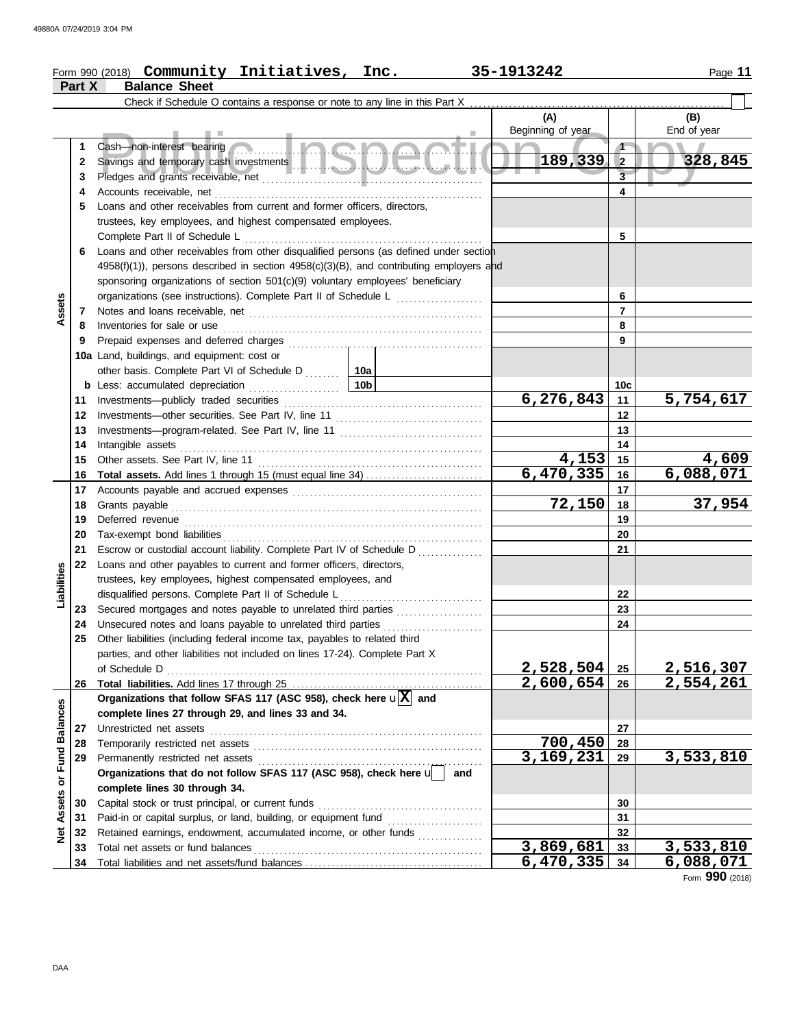Form 990 (2018) **Community Initiatives, Inc.** **35-1913242**

**Part X Balance Sheet**

Check if Schedule O contains a response or note to any line in this Part X ☐

| Section | Line | Description | (A) Beginning of year | | (B) End of year |
|---|---|---|---|---|---|
| Assets | 1 | Cash—non-interest bearing | | 1 | |
| | 2 | Savings and temporary cash investments | 189,339 | 2 | 328,845 |
| | 3 | Pledges and grants receivable, net | | 3 | |
| | 4 | Accounts receivable, net | | 4 | |
| | 5 | Loans and other receivables from current and former officers, directors, trustees, key employees, and highest compensated employees. Complete Part II of Schedule L | | 5 | |
| | 6 | Loans and other receivables from other disqualified persons (as defined under section 4958(f)(1)), persons described in section 4958(c)(3)(B), and contributing employers and sponsoring organizations of section 501(c)(9) voluntary employees' beneficiary organizations (see instructions). Complete Part II of Schedule L | | 6 | |
| | 7 | Notes and loans receivable, net | | 7 | |
| | 8 | Inventories for sale or use | | 8 | |
| | 9 | Prepaid expenses and deferred charges | | 9 | |
| | 10a | Land, buildings, and equipment: cost or other basis. Complete Part VI of Schedule D ... 10a | | | |
| | b | Less: accumulated depreciation ... 10b | | 10c | |
| | 11 | Investments—publicly traded securities | 6,276,843 | 11 | 5,754,617 |
| | 12 | Investments—other securities. See Part IV, line 11 | | 12 | |
| | 13 | Investments—program-related. See Part IV, line 11 | | 13 | |
| | 14 | Intangible assets | | 14 | |
| | 15 | Other assets. See Part IV, line 11 | 4,153 | 15 | 4,609 |
| | 16 | **Total assets.** Add lines 1 through 15 (must equal line 34) | 6,470,335 | 16 | 6,088,071 |
| Liabilities | 17 | Accounts payable and accrued expenses | | 17 | |
| | 18 | Grants payable | 72,150 | 18 | 37,954 |
| | 19 | Deferred revenue | | 19 | |
| | 20 | Tax-exempt bond liabilities | | 20 | |
| | 21 | Escrow or custodial account liability. Complete Part IV of Schedule D | | 21 | |
| | 22 | Loans and other payables to current and former officers, directors, trustees, key employees, highest compensated employees, and disqualified persons. Complete Part II of Schedule L | | 22 | |
| | 23 | Secured mortgages and notes payable to unrelated third parties | | 23 | |
| | 24 | Unsecured notes and loans payable to unrelated third parties | | 24 | |
| | 25 | Other liabilities (including federal income tax, payables to related third parties, and other liabilities not included on lines 17-24). Complete Part X of Schedule D | 2,528,504 | 25 | 2,516,307 |
| | 26 | **Total liabilities.** Add lines 17 through 25 | 2,600,654 | 26 | 2,554,261 |
| Net Assets or Fund Balances | | **Organizations that follow SFAS 117 (ASC 958), check here** ☒ **and complete lines 27 through 29, and lines 33 and 34.** | | | |
| | 27 | Unrestricted net assets | | 27 | |
| | 28 | Temporarily restricted net assets | 700,450 | 28 | |
| | 29 | Permanently restricted net assets | 3,169,231 | 29 | 3,533,810 |
| | | **Organizations that do not follow SFAS 117 (ASC 958), check here** ☐ **and complete lines 30 through 34.** | | | |
| | 30 | Capital stock or trust principal, or current funds | | 30 | |
| | 31 | Paid-in or capital surplus, or land, building, or equipment fund | | 31 | |
| | 32 | Retained earnings, endowment, accumulated income, or other funds | | 32 | |
| | 33 | Total net assets or fund balances | 3,869,681 | 33 | 3,533,810 |
| | 34 | Total liabilities and net assets/fund balances | 6,470,335 | 34 | 6,088,071 |

Form **990** (2018)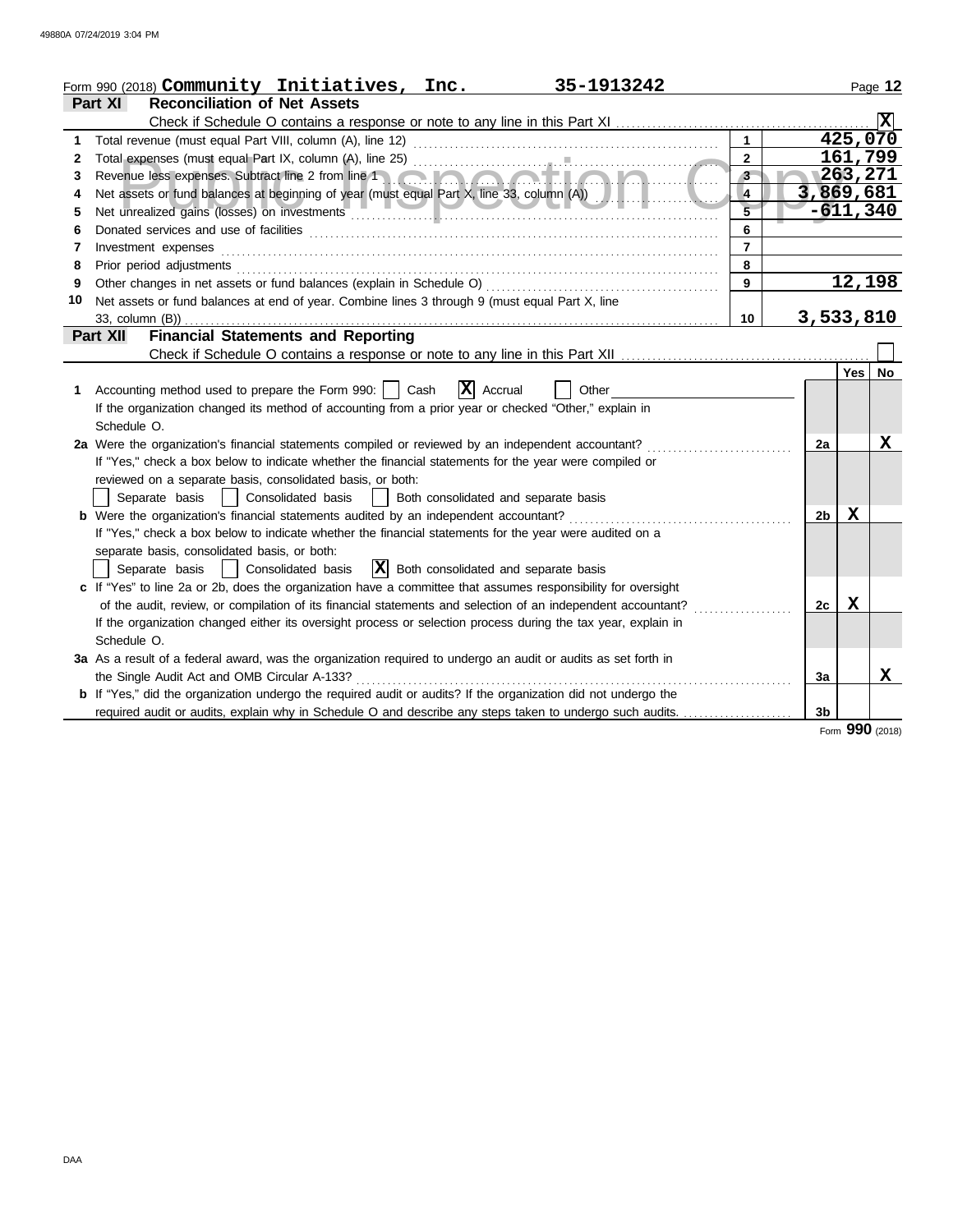Form 990 (2018) **Community Initiatives, Inc.** **35-1913242**

## Part XI Reconciliation of Net Assets

Check if Schedule O contains a response or note to any line in this Part XI . . . . . [X]

| | | | |
|---|---|---|---|
| 1 | Total revenue (must equal Part VIII, column (A), line 12) | 1 | 425,070 |
| 2 | Total expenses (must equal Part IX, column (A), line 25) | 2 | 161,799 |
| 3 | Revenue less expenses. Subtract line 2 from line 1 | 3 | 263,271 |
| 4 | Net assets or fund balances at beginning of year (must equal Part X, line 33, column (A)) | 4 | 3,869,681 |
| 5 | Net unrealized gains (losses) on investments | 5 | -611,340 |
| 6 | Donated services and use of facilities | 6 | |
| 7 | Investment expenses | 7 | |
| 8 | Prior period adjustments | 8 | |
| 9 | Other changes in net assets or fund balances (explain in Schedule O) | 9 | 12,198 |
| 10 | Net assets or fund balances at end of year. Combine lines 3 through 9 (must equal Part X, line 33, column (B)) | 10 | 3,533,810 |

## Part XII Financial Statements and Reporting

Check if Schedule O contains a response or note to any line in this Part XII . . . . . [ ]

| | | | Yes | No |
|---|---|---|---|---|
| 1 | Accounting method used to prepare the Form 990: [ ] Cash [X] Accrual [ ] Other ______<br>If the organization changed its method of accounting from a prior year or checked "Other," explain in Schedule O. | | | |
| 2a | Were the organization's financial statements compiled or reviewed by an independent accountant?<br>If "Yes," check a box below to indicate whether the financial statements for the year were compiled or reviewed on a separate basis, consolidated basis, or both:<br>[ ] Separate basis [ ] Consolidated basis [ ] Both consolidated and separate basis | 2a | | X |
| b | Were the organization's financial statements audited by an independent accountant?<br>If "Yes," check a box below to indicate whether the financial statements for the year were audited on a separate basis, consolidated basis, or both:<br>[ ] Separate basis [ ] Consolidated basis [X] Both consolidated and separate basis | 2b | X | |
| c | If "Yes" to line 2a or 2b, does the organization have a committee that assumes responsibility for oversight of the audit, review, or compilation of its financial statements and selection of an independent accountant?<br>If the organization changed either its oversight process or selection process during the tax year, explain in Schedule O. | 2c | X | |
| 3a | As a result of a federal award, was the organization required to undergo an audit or audits as set forth in the Single Audit Act and OMB Circular A-133? | 3a | | X |
| b | If "Yes," did the organization undergo the required audit or audits? If the organization did not undergo the required audit or audits, explain in Schedule O and describe any steps taken to undergo such audits. | 3b | | |

Form **990** (2018)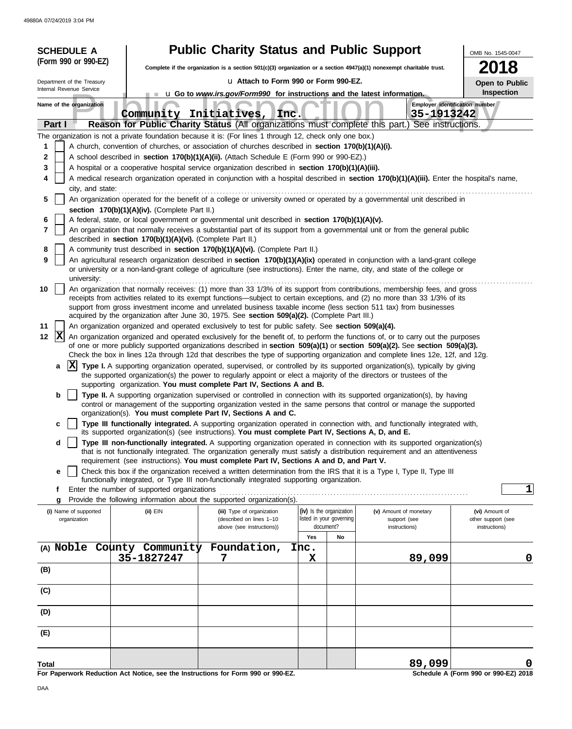49880A 07/24/2019 3:04 PM

**SCHEDULE A (Form 990 or 990-EZ)**

Department of the Treasury
Internal Revenue Service

# Public Charity Status and Public Support

**Complete if the organization is a section 501(c)(3) organization or a section 4947(a)(1) nonexempt charitable trust.**

u **Attach to Form 990 or Form 990-EZ.**

u **Go to *www.irs.gov/Form990* for instructions and the latest information.**

OMB No. 1545-0047

**2018**

**Open to Public Inspection**

**Name of the organization:** Community Initiatives, Inc.

**Employer identification number:** 35-1913242

## Part I — Reason for Public Charity Status (All organizations must complete this part.) See instructions.

The organization is not a private foundation because it is: (For lines 1 through 12, check only one box.)

1. [ ] A church, convention of churches, or association of churches described in **section 170(b)(1)(A)(i).**
2. [ ] A school described in **section 170(b)(1)(A)(ii).** (Attach Schedule E (Form 990 or 990-EZ).)
3. [ ] A hospital or a cooperative hospital service organization described in **section 170(b)(1)(A)(iii).**
4. [ ] A medical research organization operated in conjunction with a hospital described in **section 170(b)(1)(A)(iii).** Enter the hospital's name, city, and state:
5. [ ] An organization operated for the benefit of a college or university owned or operated by a governmental unit described in **section 170(b)(1)(A)(iv).** (Complete Part II.)
6. [ ] A federal, state, or local government or governmental unit described in **section 170(b)(1)(A)(v).**
7. [ ] An organization that normally receives a substantial part of its support from a governmental unit or from the general public described in **section 170(b)(1)(A)(vi).** (Complete Part II.)
8. [ ] A community trust described in **section 170(b)(1)(A)(vi).** (Complete Part II.)
9. [ ] An agricultural research organization described in **section 170(b)(1)(A)(ix)** operated in conjunction with a land-grant college or university or a non-land-grant college of agriculture (see instructions). Enter the name, city, and state of the college or university:
10. [ ] An organization that normally receives: (1) more than 33 1/3% of its support from contributions, membership fees, and gross receipts from activities related to its exempt functions—subject to certain exceptions, and (2) no more than 33 1/3% of its support from gross investment income and unrelated business taxable income (less section 511 tax) from businesses acquired by the organization after June 30, 1975. See **section 509(a)(2).** (Complete Part III.)
11. [ ] An organization organized and operated exclusively to test for public safety. See **section 509(a)(4).**
12. [X] An organization organized and operated exclusively for the benefit of, to perform the functions of, or to carry out the purposes of one or more publicly supported organizations described in **section 509(a)(1)** or **section 509(a)(2).** See **section 509(a)(3).** Check the box in lines 12a through 12d that describes the type of supporting organization and complete lines 12e, 12f, and 12g.
   - **a** [X] **Type I.** A supporting organization operated, supervised, or controlled by its supported organization(s), typically by giving the supported organization(s) the power to regularly appoint or elect a majority of the directors or trustees of the supporting organization. **You must complete Part IV, Sections A and B.**
   - **b** [ ] **Type II.** A supporting organization supervised or controlled in connection with its supported organization(s), by having control or management of the supporting organization vested in the same persons that control or manage the supported organization(s). **You must complete Part IV, Sections A and C.**
   - **c** [ ] **Type III functionally integrated.** A supporting organization operated in connection with, and functionally integrated with, its supported organization(s) (see instructions). **You must complete Part IV, Sections A, D, and E.**
   - **d** [ ] **Type III non-functionally integrated.** A supporting organization operated in connection with its supported organization(s) that is not functionally integrated. The organization generally must satisfy a distribution requirement and an attentiveness requirement (see instructions). **You must complete Part IV, Sections A and D, and Part V.**
   - **e** [ ] Check this box if the organization received a written determination from the IRS that it is a Type I, Type II, Type III functionally integrated, or Type III non-functionally integrated supporting organization.
   - **f** Enter the number of supported organizations: **1**
   - **g** Provide the following information about the supported organization(s).

| (i) Name of supported organization | (ii) EIN | (iii) Type of organization (described on lines 1–10 above (see instructions)) | (iv) Is the organization listed in your governing document? Yes | No | (v) Amount of monetary support (see instructions) | (vi) Amount of other support (see instructions) |
|---|---|---|---|---|---|---|
| (A) Noble County Community Foundation, Inc. | 35-1827247 | 7 | X | | 89,099 | 0 |
| (B) | | | | | | |
| (C) | | | | | | |
| (D) | | | | | | |
| (E) | | | | | | |
| **Total** | | | | | 89,099 | 0 |

**For Paperwork Reduction Act Notice, see the Instructions for Form 990 or 990-EZ.**

**Schedule A (Form 990 or 990-EZ) 2018**

DAA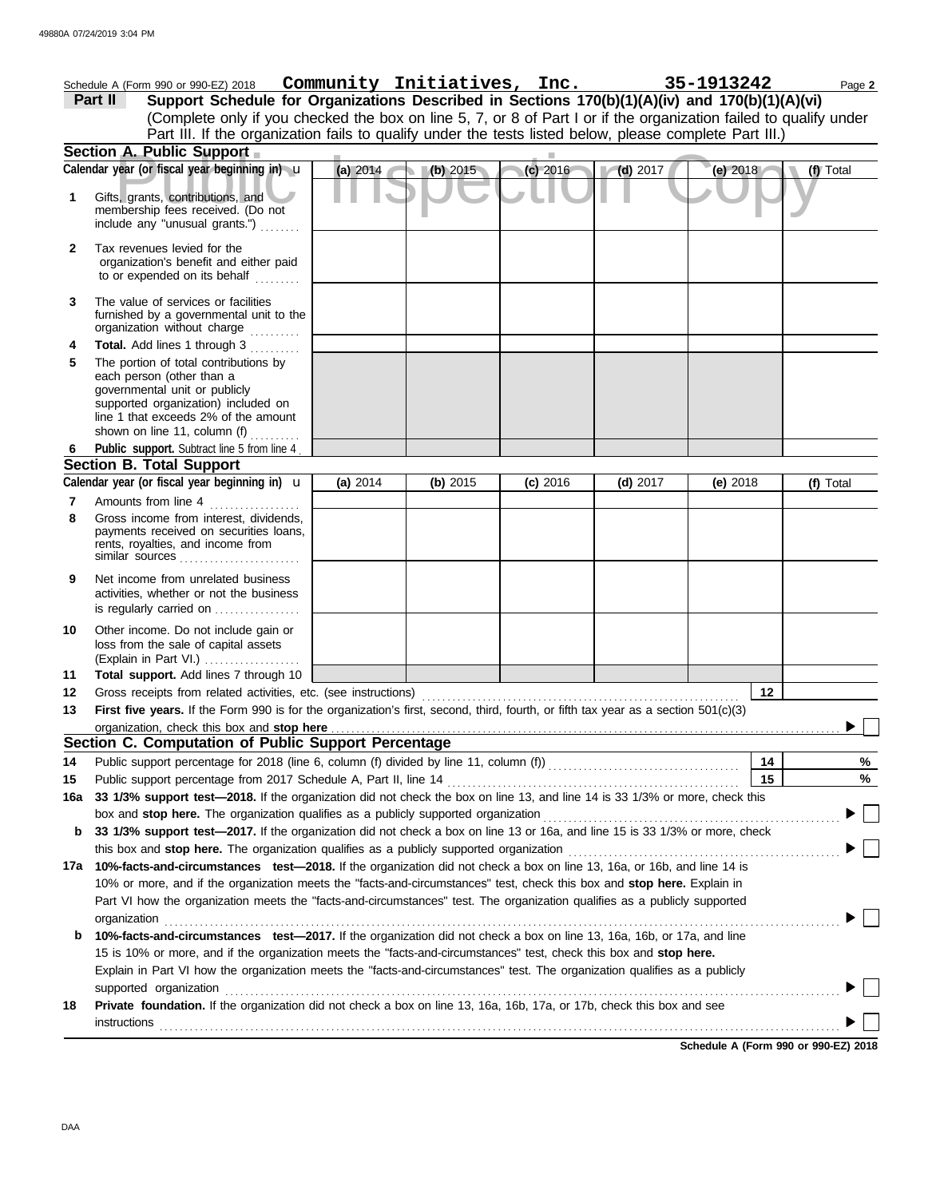Schedule A (Form 990 or 990-EZ) 2018 **Community Initiatives, Inc.** **35-1913242** Page **2**

**Part II** **Support Schedule for Organizations Described in Sections 170(b)(1)(A)(iv) and 170(b)(1)(A)(vi)**
(Complete only if you checked the box on line 5, 7, or 8 of Part I or if the organization failed to qualify under Part III. If the organization fails to qualify under the tests listed below, please complete Part III.)

Public Inspection Copy

## Section A. Public Support

| Calendar year (or fiscal year beginning in) u | (a) 2014 | (b) 2015 | (c) 2016 | (d) 2017 | (e) 2018 | (f) Total |
|---|---|---|---|---|---|---|
| **1** Gifts, grants, contributions, and membership fees received. (Do not include any "unusual grants.") | | | | | | |
| **2** Tax revenues levied for the organization's benefit and either paid to or expended on its behalf | | | | | | |
| **3** The value of services or facilities furnished by a governmental unit to the organization without charge | | | | | | |
| **4** **Total.** Add lines 1 through 3 | | | | | | |
| **5** The portion of total contributions by each person (other than a governmental unit or publicly supported organization) included on line 1 that exceeds 2% of the amount shown on line 11, column (f) | | | | | | |
| **6** **Public support.** Subtract line 5 from line 4 | | | | | | |

## Section B. Total Support

| Calendar year (or fiscal year beginning in) u | (a) 2014 | (b) 2015 | (c) 2016 | (d) 2017 | (e) 2018 | (f) Total |
|---|---|---|---|---|---|---|
| **7** Amounts from line 4 | | | | | | |
| **8** Gross income from interest, dividends, payments received on securities loans, rents, royalties, and income from similar sources | | | | | | |
| **9** Net income from unrelated business activities, whether or not the business is regularly carried on | | | | | | |
| **10** Other income. Do not include gain or loss from the sale of capital assets (Explain in Part VI.) | | | | | | |
| **11** **Total support.** Add lines 7 through 10 | | | | | | |

**12** Gross receipts from related activities, etc. (see instructions) **12**

**13** **First five years.** If the Form 990 is for the organization's first, second, third, fourth, or fifth tax year as a section 501(c)(3) organization, check this box and **stop here** ▶ ☐

## Section C. Computation of Public Support Percentage

**14** Public support percentage for 2018 (line 6, column (f) divided by line 11, column (f)) **14** %

**15** Public support percentage from 2017 Schedule A, Part II, line 14 **15** %

**16a** **33 1/3% support test—2018.** If the organization did not check the box on line 13, and line 14 is 33 1/3% or more, check this box and **stop here.** The organization qualifies as a publicly supported organization ▶ ☐

**b** **33 1/3% support test—2017.** If the organization did not check a box on line 13 or 16a, and line 15 is 33 1/3% or more, check this box and **stop here.** The organization qualifies as a publicly supported organization ▶ ☐

**17a** **10%-facts-and-circumstances test—2018.** If the organization did not check a box on line 13, 16a, or 16b, and line 14 is 10% or more, and if the organization meets the "facts-and-circumstances" test, check this box and **stop here.** Explain in Part VI how the organization meets the "facts-and-circumstances" test. The organization qualifies as a publicly supported organization ▶ ☐

**b** **10%-facts-and-circumstances test—2017.** If the organization did not check a box on line 13, 16a, 16b, or 17a, and line 15 is 10% or more, and if the organization meets the "facts-and-circumstances" test, check this box and **stop here.** Explain in Part VI how the organization meets the "facts-and-circumstances" test. The organization qualifies as a publicly supported organization ▶ ☐

**18** **Private foundation.** If the organization did not check a box on line 13, 16a, 16b, 17a, or 17b, check this box and see instructions ▶ ☐

**Schedule A (Form 990 or 990-EZ) 2018**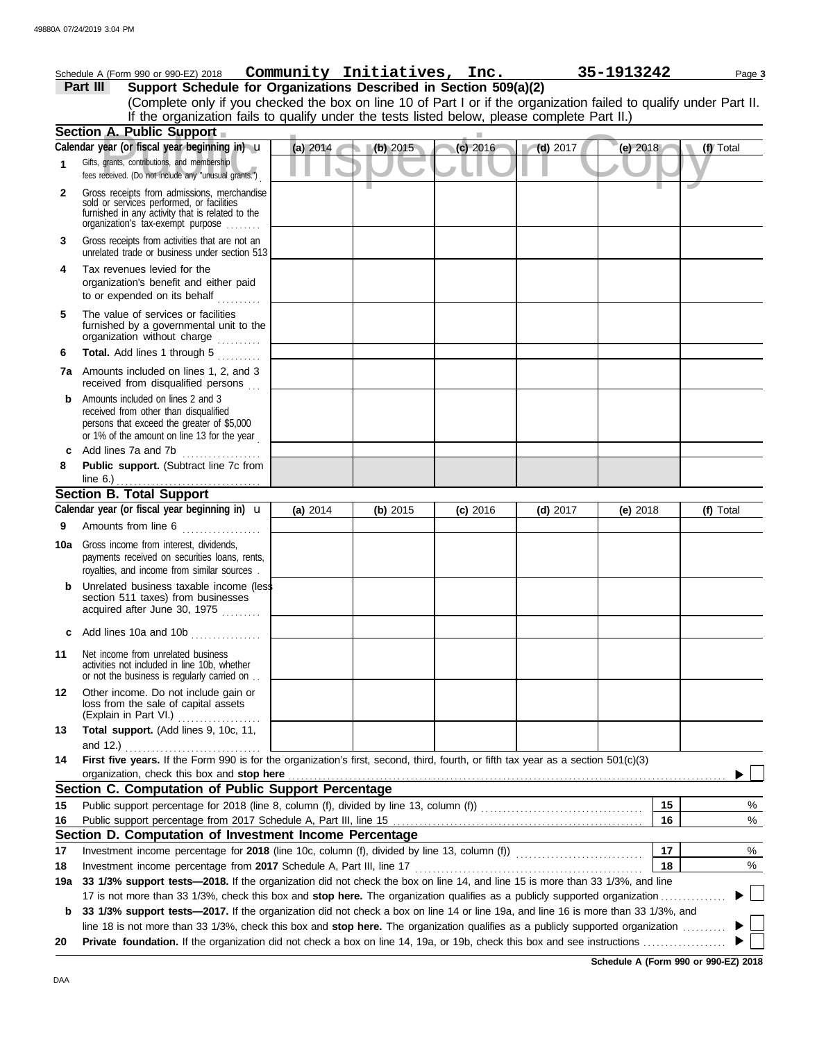Schedule A (Form 990 or 990-EZ) 2018 **Community Initiatives, Inc.** **35-1913242** Page **3**

## Part III Support Schedule for Organizations Described in Section 509(a)(2)

(Complete only if you checked the box on line 10 of Part I or if the organization failed to qualify under Part II. If the organization fails to qualify under the tests listed below, please complete Part II.)

### Section A. Public Support

| Calendar year (or fiscal year beginning in) ▶ | (a) 2014 | (b) 2015 | (c) 2016 | (d) 2017 | (e) 2018 | (f) Total |
|---|---|---|---|---|---|---|
| **1** Gifts, grants, contributions, and membership fees received. (Do not include any "unusual grants.") | | | | | | |
| **2** Gross receipts from admissions, merchandise sold or services performed, or facilities furnished in any activity that is related to the organization's tax-exempt purpose | | | | | | |
| **3** Gross receipts from activities that are not an unrelated trade or business under section 513 | | | | | | |
| **4** Tax revenues levied for the organization's benefit and either paid to or expended on its behalf | | | | | | |
| **5** The value of services or facilities furnished by a governmental unit to the organization without charge | | | | | | |
| **6** **Total.** Add lines 1 through 5 | | | | | | |
| **7a** Amounts included on lines 1, 2, and 3 received from disqualified persons | | | | | | |
| **b** Amounts included on lines 2 and 3 received from other than disqualified persons that exceed the greater of $5,000 or 1% of the amount on line 13 for the year | | | | | | |
| **c** Add lines 7a and 7b | | | | | | |
| **8** **Public support.** (Subtract line 7c from line 6.) | | | | | | |

### Section B. Total Support

| Calendar year (or fiscal year beginning in) ▶ | (a) 2014 | (b) 2015 | (c) 2016 | (d) 2017 | (e) 2018 | (f) Total |
|---|---|---|---|---|---|---|
| **9** Amounts from line 6 | | | | | | |
| **10a** Gross income from interest, dividends, payments received on securities loans, rents, royalties, and income from similar sources | | | | | | |
| **b** Unrelated business taxable income (less section 511 taxes) from businesses acquired after June 30, 1975 | | | | | | |
| **c** Add lines 10a and 10b | | | | | | |
| **11** Net income from unrelated business activities not included in line 10b, whether or not the business is regularly carried on | | | | | | |
| **12** Other income. Do not include gain or loss from the sale of capital assets (Explain in Part VI.) | | | | | | |
| **13** **Total support.** (Add lines 9, 10c, 11, and 12.) | | | | | | |

**14** **First five years.** If the Form 990 is for the organization's first, second, third, fourth, or fifth tax year as a section 501(c)(3) organization, check this box and **stop here** ▶ ☐

### Section C. Computation of Public Support Percentage

**15** Public support percentage for 2018 (line 8, column (f), divided by line 13, column (f)) — **15** %

**16** Public support percentage from 2017 Schedule A, Part III, line 15 — **16** %

### Section D. Computation of Investment Income Percentage

**17** Investment income percentage for **2018** (line 10c, column (f), divided by line 13, column (f)) — **17** %

**18** Investment income percentage from **2017** Schedule A, Part III, line 17 — **18** %

**19a** **33 1/3% support tests—2018.** If the organization did not check the box on line 14, and line 15 is more than 33 1/3%, and line 17 is not more than 33 1/3%, check this box and **stop here.** The organization qualifies as a publicly supported organization ▶ ☐

**b** **33 1/3% support tests—2017.** If the organization did not check a box on line 14 or line 19a, and line 16 is more than 33 1/3%, and line 18 is not more than 33 1/3%, check this box and **stop here.** The organization qualifies as a publicly supported organization ▶ ☐

**20** **Private foundation.** If the organization did not check a box on line 14, 19a, or 19b, check this box and see instructions ▶ ☐

**Schedule A (Form 990 or 990-EZ) 2018**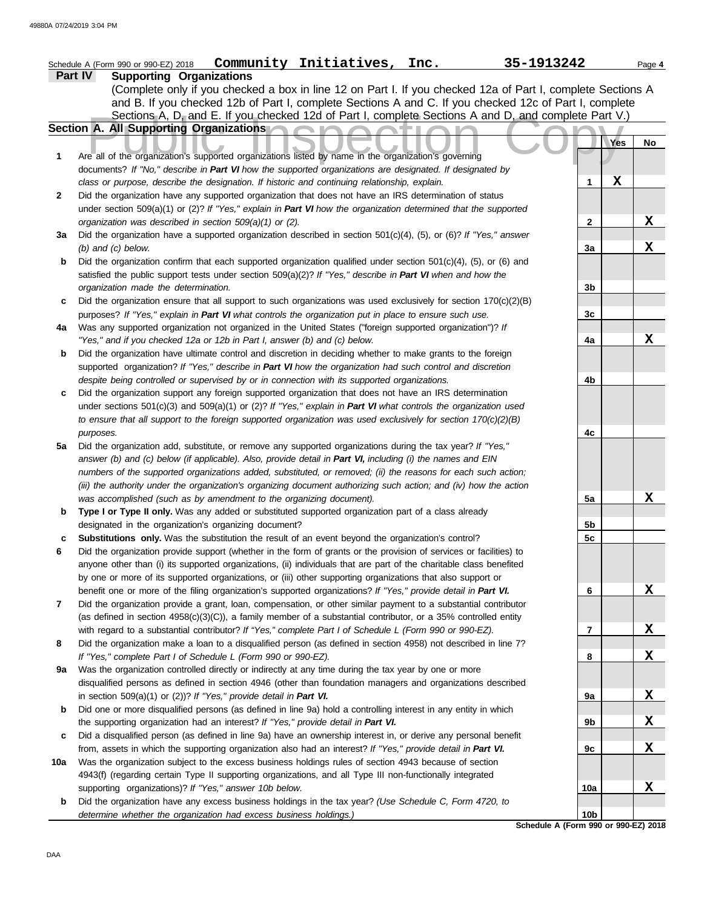Schedule A (Form 990 or 990-EZ) 2018 **Community Initiatives, Inc.** **35-1913242** Page 4

## Part IV Supporting Organizations

(Complete only if you checked a box in line 12 on Part I. If you checked 12a of Part I, complete Sections A and B. If you checked 12b of Part I, complete Sections A and C. If you checked 12c of Part I, complete Sections A, D, and E. If you checked 12d of Part I, complete Sections A and D, and complete Part V.)

### Section A. All Supporting Organizations

| | | Line | Yes | No |
|---|---|---|---|---|
| **1** | Are all of the organization's supported organizations listed by name in the organization's governing documents? *If "No," describe in **Part VI** how the supported organizations are designated. If designated by class or purpose, describe the designation. If historic and continuing relationship, explain.* | 1 | X | |
| **2** | Did the organization have any supported organization that does not have an IRS determination of status under section 509(a)(1) or (2)? *If "Yes," explain in **Part VI** how the organization determined that the supported organization was described in section 509(a)(1) or (2).* | 2 | | X |
| **3a** | Did the organization have a supported organization described in section 501(c)(4), (5), or (6)? *If "Yes," answer (b) and (c) below.* | 3a | | X |
| **b** | Did the organization confirm that each supported organization qualified under section 501(c)(4), (5), or (6) and satisfied the public support tests under section 509(a)(2)? *If "Yes," describe in **Part VI** when and how the organization made the determination.* | 3b | | |
| **c** | Did the organization ensure that all support to such organizations was used exclusively for section 170(c)(2)(B) purposes? *If "Yes," explain in **Part VI** what controls the organization put in place to ensure such use.* | 3c | | |
| **4a** | Was any supported organization not organized in the United States ("foreign supported organization")? *If "Yes," and if you checked 12a or 12b in Part I, answer (b) and (c) below.* | 4a | | X |
| **b** | Did the organization have ultimate control and discretion in deciding whether to make grants to the foreign supported organization? *If "Yes," describe in **Part VI** how the organization had such control and discretion despite being controlled or supervised by or in connection with its supported organizations.* | 4b | | |
| **c** | Did the organization support any foreign supported organization that does not have an IRS determination under sections 501(c)(3) and 509(a)(1) or (2)? *If "Yes," explain in **Part VI** what controls the organization used to ensure that all support to the foreign supported organization was used exclusively for section 170(c)(2)(B) purposes.* | 4c | | |
| **5a** | Did the organization add, substitute, or remove any supported organizations during the tax year? *If "Yes," answer (b) and (c) below (if applicable). Also, provide detail in **Part VI,** including (i) the names and EIN numbers of the supported organizations added, substituted, or removed; (ii) the reasons for each such action; (iii) the authority under the organization's organizing document authorizing such action; and (iv) how the action was accomplished (such as by amendment to the organizing document).* | 5a | | X |
| **b** | **Type I or Type II only.** Was any added or substituted supported organization part of a class already designated in the organization's organizing document? | 5b | | |
| **c** | **Substitutions only.** Was the substitution the result of an event beyond the organization's control? | 5c | | |
| **6** | Did the organization provide support (whether in the form of grants or the provision of services or facilities) to anyone other than (i) its supported organizations, (ii) individuals that are part of the charitable class benefited by one or more of its supported organizations, or (iii) other supporting organizations that also support or benefit one or more of the filing organization's supported organizations? *If "Yes," provide detail in **Part VI.*** | 6 | | X |
| **7** | Did the organization provide a grant, loan, compensation, or other similar payment to a substantial contributor (as defined in section 4958(c)(3)(C)), a family member of a substantial contributor, or a 35% controlled entity with regard to a substantial contributor? *If "Yes," complete Part I of Schedule L (Form 990 or 990-EZ).* | 7 | | X |
| **8** | Did the organization make a loan to a disqualified person (as defined in section 4958) not described in line 7? *If "Yes," complete Part I of Schedule L (Form 990 or 990-EZ).* | 8 | | X |
| **9a** | Was the organization controlled directly or indirectly at any time during the tax year by one or more disqualified persons as defined in section 4946 (other than foundation managers and organizations described in section 509(a)(1) or (2))? *If "Yes," provide detail in **Part VI.*** | 9a | | X |
| **b** | Did one or more disqualified persons (as defined in line 9a) hold a controlling interest in any entity in which the supporting organization had an interest? *If "Yes," provide detail in **Part VI.*** | 9b | | X |
| **c** | Did a disqualified person (as defined in line 9a) have an ownership interest in, or derive any personal benefit from, assets in which the supporting organization also had an interest? *If "Yes," provide detail in **Part VI.*** | 9c | | X |
| **10a** | Was the organization subject to the excess business holdings rules of section 4943 because of section 4943(f) (regarding certain Type II supporting organizations, and all Type III non-functionally integrated supporting organizations)? *If "Yes," answer 10b below.* | 10a | | X |
| **b** | Did the organization have any excess business holdings in the tax year? *(Use Schedule C, Form 4720, to determine whether the organization had excess business holdings.)* | 10b | | |

**Schedule A (Form 990 or 990-EZ) 2018**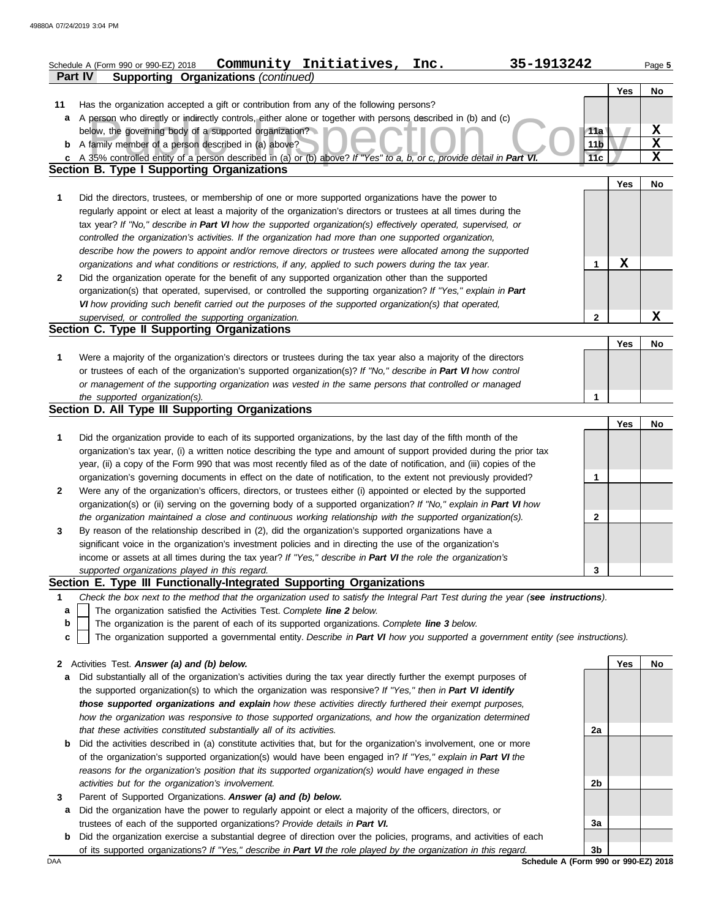Schedule A (Form 990 or 990-EZ) 2018 **Community Initiatives, Inc.** **35-1913242** Page **5**

**Part IV** **Supporting Organizations** *(continued)*

| | | | Yes | No |
|---|---|---|---|---|
| **11** | Has the organization accepted a gift or contribution from any of the following persons? | | | |
| **a** | A person who directly or indirectly controls, either alone or together with persons described in (b) and (c) below, the governing body of a supported organization? | 11a | | X |
| **b** | A family member of a person described in (a) above? | 11b | | X |
| **c** | A 35% controlled entity of a person described in (a) or (b) above? *If "Yes" to a, b, or c, provide detail in **Part VI**.* | 11c | | X |

## Section B. Type I Supporting Organizations

| | | | Yes | No |
|---|---|---|---|---|
| **1** | Did the directors, trustees, or membership of one or more supported organizations have the power to regularly appoint or elect at least a majority of the organization's directors or trustees at all times during the tax year? *If "No," describe in **Part VI** how the supported organization(s) effectively operated, supervised, or controlled the organization's activities. If the organization had more than one supported organization, describe how the powers to appoint and/or remove directors or trustees were allocated among the supported organizations and what conditions or restrictions, if any, applied to such powers during the tax year.* | 1 | X | |
| **2** | Did the organization operate for the benefit of any supported organization other than the supported organization(s) that operated, supervised, or controlled the supporting organization? *If "Yes," explain in **Part VI** how providing such benefit carried out the purposes of the supported organization(s) that operated, supervised, or controlled the supporting organization.* | 2 | | X |

## Section C. Type II Supporting Organizations

| | | | Yes | No |
|---|---|---|---|---|
| **1** | Were a majority of the organization's directors or trustees during the tax year also a majority of the directors or trustees of each of the organization's supported organization(s)? *If "No," describe in **Part VI** how control or management of the supporting organization was vested in the same persons that controlled or managed the supported organization(s).* | 1 | | |

## Section D. All Type III Supporting Organizations

| | | | Yes | No |
|---|---|---|---|---|
| **1** | Did the organization provide to each of its supported organizations, by the last day of the fifth month of the organization's tax year, (i) a written notice describing the type and amount of support provided during the prior tax year, (ii) a copy of the Form 990 that was most recently filed as of the date of notification, and (iii) copies of the organization's governing documents in effect on the date of notification, to the extent not previously provided? | 1 | | |
| **2** | Were any of the organization's officers, directors, or trustees either (i) appointed or elected by the supported organization(s) or (ii) serving on the governing body of a supported organization? *If "No," explain in **Part VI** how the organization maintained a close and continuous working relationship with the supported organization(s).* | 2 | | |
| **3** | By reason of the relationship described in (2), did the organization's supported organizations have a significant voice in the organization's investment policies and in directing the use of the organization's income or assets at all times during the tax year? *If "Yes," describe in **Part VI** the role the organization's supported organizations played in this regard.* | 3 | | |

## Section E. Type III Functionally-Integrated Supporting Organizations

**1** *Check the box next to the method that the organization used to satisfy the Integral Part Test during the year (**see instructions**).*

- **a** ☐ The organization satisfied the Activities Test. *Complete **line 2** below.*
- **b** ☐ The organization is the parent of each of its supported organizations. *Complete **line 3** below.*
- **c** ☐ The organization supported a governmental entity. *Describe in **Part VI** how you supported a government entity (see instructions).*

| | | | Yes | No |
|---|---|---|---|---|
| **2** | Activities Test. ***Answer (a) and (b) below.*** | | | |
| **a** | Did substantially all of the organization's activities during the tax year directly further the exempt purposes of the supported organization(s) to which the organization was responsive? *If "Yes," then in **Part VI identify those supported organizations and explain** how these activities directly furthered their exempt purposes, how the organization was responsive to those supported organizations, and how the organization determined that these activities constituted substantially all of its activities.* | 2a | | |
| **b** | Did the activities described in (a) constitute activities that, but for the organization's involvement, one or more of the organization's supported organization(s) would have been engaged in? *If "Yes," explain in **Part VI** the reasons for the organization's position that its supported organization(s) would have engaged in these activities but for the organization's involvement.* | 2b | | |
| **3** | Parent of Supported Organizations. ***Answer (a) and (b) below.*** | | | |
| **a** | Did the organization have the power to regularly appoint or elect a majority of the officers, directors, or trustees of each of the supported organizations? *Provide details in **Part VI**.* | 3a | | |
| **b** | Did the organization exercise a substantial degree of direction over the policies, programs, and activities of each of its supported organizations? *If "Yes," describe in **Part VI** the role played by the organization in this regard.* | 3b | | |

**Schedule A (Form 990 or 990-EZ) 2018**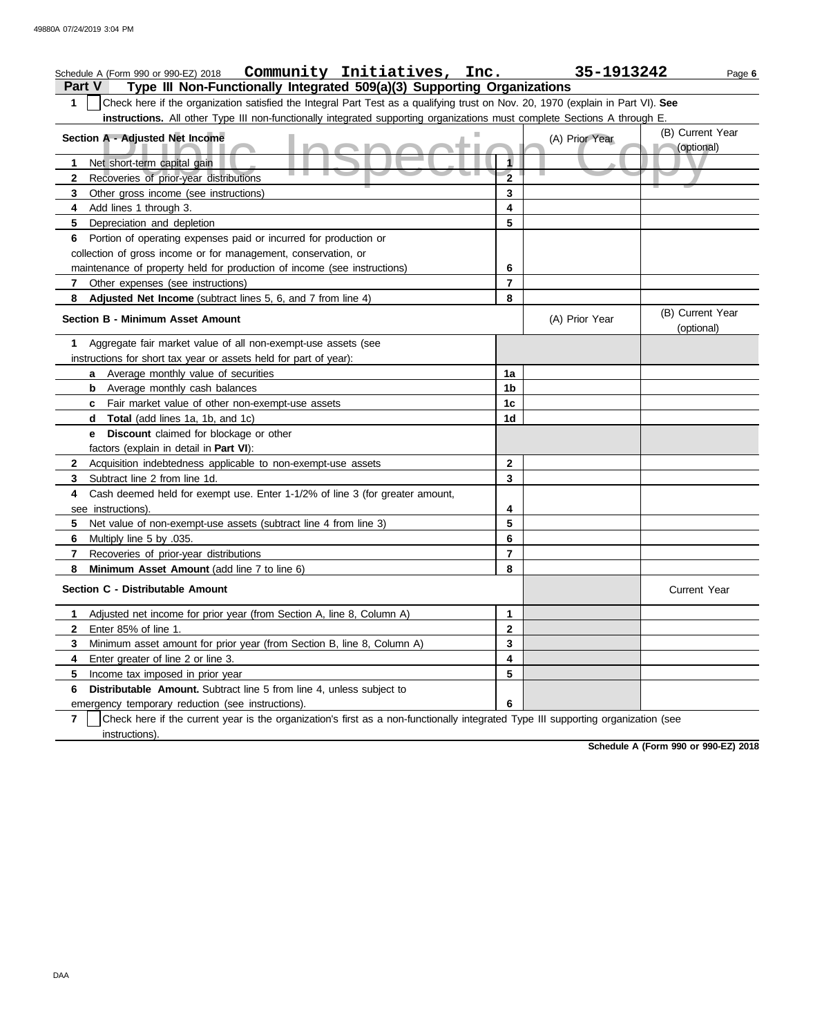Schedule A (Form 990 or 990-EZ) 2018 **Community Initiatives, Inc.** **35-1913242**

## Part V Type III Non-Functionally Integrated 509(a)(3) Supporting Organizations

**1** ☐ Check here if the organization satisfied the Integral Part Test as a qualifying trust on Nov. 20, 1970 (explain in Part VI). **See instructions.** All other Type III non-functionally integrated supporting organizations must complete Sections A through E.

| **Section A - Adjusted Net Income** | | (A) Prior Year | (B) Current Year (optional) |
|---|---|---|---|
| **1** Net short-term capital gain | **1** | | |
| **2** Recoveries of prior-year distributions | **2** | | |
| **3** Other gross income (see instructions) | **3** | | |
| **4** Add lines 1 through 3. | **4** | | |
| **5** Depreciation and depletion | **5** | | |
| **6** Portion of operating expenses paid or incurred for production or collection of gross income or for management, conservation, or maintenance of property held for production of income (see instructions) | **6** | | |
| **7** Other expenses (see instructions) | **7** | | |
| **8** **Adjusted Net Income** (subtract lines 5, 6, and 7 from line 4) | **8** | | |

| **Section B - Minimum Asset Amount** | | (A) Prior Year | (B) Current Year (optional) |
|---|---|---|---|
| **1** Aggregate fair market value of all non-exempt-use assets (see instructions for short tax year or assets held for part of year): | | | |
| **a** Average monthly value of securities | **1a** | | |
| **b** Average monthly cash balances | **1b** | | |
| **c** Fair market value of other non-exempt-use assets | **1c** | | |
| **d** **Total** (add lines 1a, 1b, and 1c) | **1d** | | |
| **e** **Discount** claimed for blockage or other factors (explain in detail in **Part VI**): | | | |
| **2** Acquisition indebtedness applicable to non-exempt-use assets | **2** | | |
| **3** Subtract line 2 from line 1d. | **3** | | |
| **4** Cash deemed held for exempt use. Enter 1-1/2% of line 3 (for greater amount, see instructions). | **4** | | |
| **5** Net value of non-exempt-use assets (subtract line 4 from line 3) | **5** | | |
| **6** Multiply line 5 by .035. | **6** | | |
| **7** Recoveries of prior-year distributions | **7** | | |
| **8** **Minimum Asset Amount** (add line 7 to line 6) | **8** | | |

| **Section C - Distributable Amount** | | | Current Year |
|---|---|---|---|
| **1** Adjusted net income for prior year (from Section A, line 8, Column A) | **1** | | |
| **2** Enter 85% of line 1. | **2** | | |
| **3** Minimum asset amount for prior year (from Section B, line 8, Column A) | **3** | | |
| **4** Enter greater of line 2 or line 3. | **4** | | |
| **5** Income tax imposed in prior year | **5** | | |
| **6** **Distributable Amount.** Subtract line 5 from line 4, unless subject to emergency temporary reduction (see instructions). | **6** | | |

**7** ☐ Check here if the current year is the organization's first as a non-functionally integrated Type III supporting organization (see instructions).

**Schedule A (Form 990 or 990-EZ) 2018**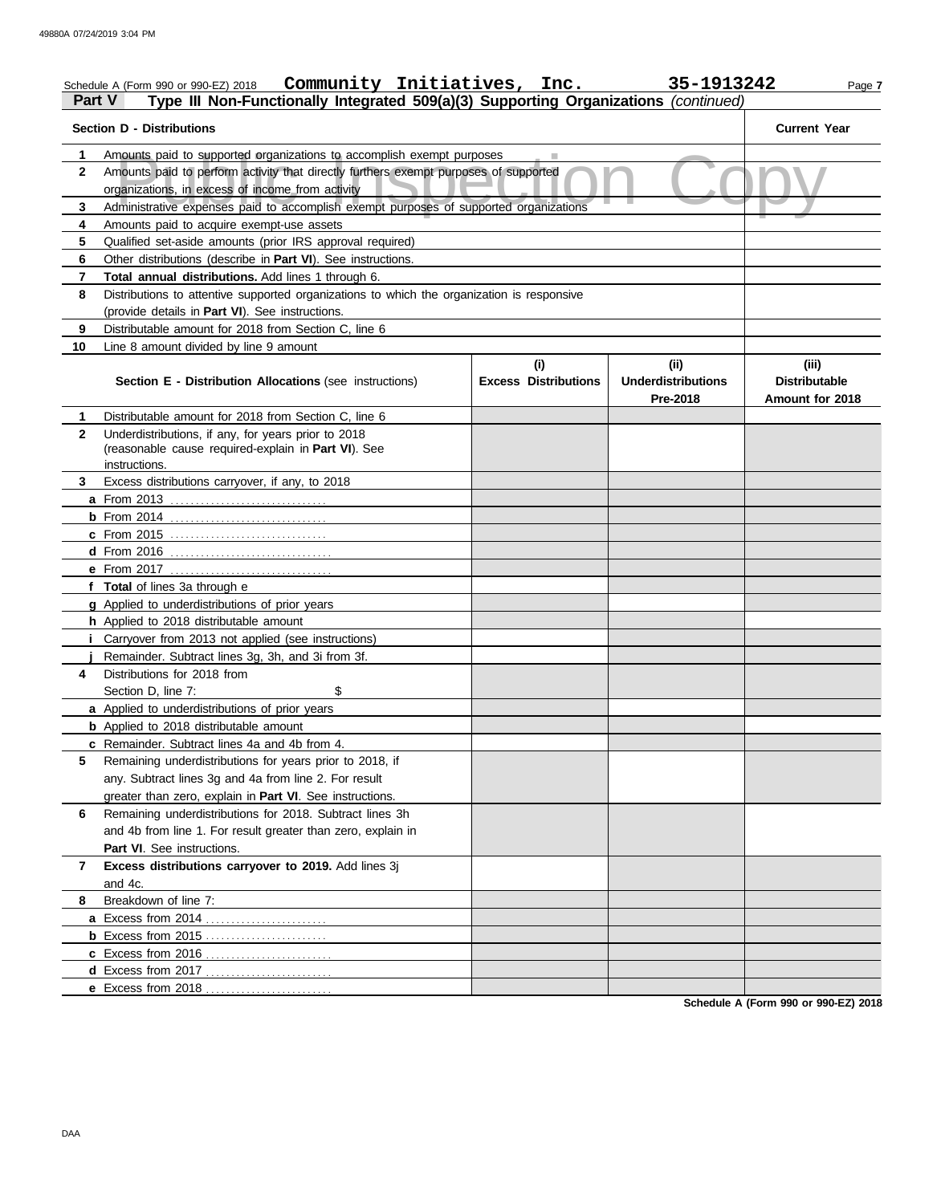Schedule A (Form 990 or 990-EZ) 2018 **Community Initiatives, Inc.** **35-1913242** Page **7**

## Part V Type III Non-Functionally Integrated 509(a)(3) Supporting Organizations *(continued)*

| | **Section D - Distributions** | **Current Year** |
|---|---|---|
| **1** | Amounts paid to supported organizations to accomplish exempt purposes | |
| **2** | Amounts paid to perform activity that directly furthers exempt purposes of supported organizations, in excess of income from activity | |
| **3** | Administrative expenses paid to accomplish exempt purposes of supported organizations | |
| **4** | Amounts paid to acquire exempt-use assets | |
| **5** | Qualified set-aside amounts (prior IRS approval required) | |
| **6** | Other distributions (describe in **Part VI**). See instructions. | |
| **7** | **Total annual distributions.** Add lines 1 through 6. | |
| **8** | Distributions to attentive supported organizations to which the organization is responsive (provide details in **Part VI**). See instructions. | |
| **9** | Distributable amount for 2018 from Section C, line 6 | |
| **10** | Line 8 amount divided by line 9 amount | |

| | **Section E - Distribution Allocations** (see instructions) | **(i) Excess Distributions** | **(ii) Underdistributions Pre-2018** | **(iii) Distributable Amount for 2018** |
|---|---|---|---|---|
| **1** | Distributable amount for 2018 from Section C, line 6 | | | |
| **2** | Underdistributions, if any, for years prior to 2018 (reasonable cause required-explain in **Part VI**). See instructions. | | | |
| **3** | Excess distributions carryover, if any, to 2018 | | | |
| **a** | From 2013 | | | |
| **b** | From 2014 | | | |
| **c** | From 2015 | | | |
| **d** | From 2016 | | | |
| **e** | From 2017 | | | |
| **f** | **Total** of lines 3a through e | | | |
| **g** | Applied to underdistributions of prior years | | | |
| **h** | Applied to 2018 distributable amount | | | |
| **i** | Carryover from 2013 not applied (see instructions) | | | |
| **j** | Remainder. Subtract lines 3g, 3h, and 3i from 3f. | | | |
| **4** | Distributions for 2018 from Section D, line 7: $ | | | |
| **a** | Applied to underdistributions of prior years | | | |
| **b** | Applied to 2018 distributable amount | | | |
| **c** | Remainder. Subtract lines 4a and 4b from 4. | | | |
| **5** | Remaining underdistributions for years prior to 2018, if any. Subtract lines 3g and 4a from line 2. For result greater than zero, explain in **Part VI**. See instructions. | | | |
| **6** | Remaining underdistributions for 2018. Subtract lines 3h and 4b from line 1. For result greater than zero, explain in **Part VI**. See instructions. | | | |
| **7** | **Excess distributions carryover to 2019.** Add lines 3j and 4c. | | | |
| **8** | Breakdown of line 7: | | | |
| **a** | Excess from 2014 | | | |
| **b** | Excess from 2015 | | | |
| **c** | Excess from 2016 | | | |
| **d** | Excess from 2017 | | | |
| **e** | Excess from 2018 | | | |

**Schedule A (Form 990 or 990-EZ) 2018**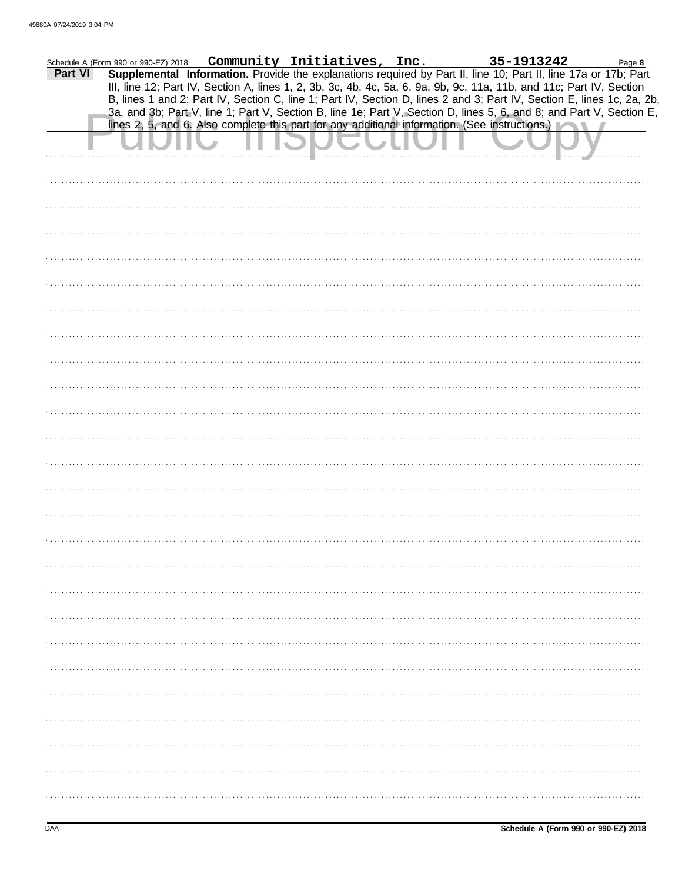Schedule A (Form 990 or 990-EZ) 2018 **Community Initiatives, Inc.** **35-1913242**

**Part VI** **Supplemental Information.** Provide the explanations required by Part II, line 10; Part II, line 17a or 17b; Part III, line 12; Part IV, Section A, lines 1, 2, 3b, 3c, 4b, 4c, 5a, 6, 9a, 9b, 9c, 11a, 11b, and 11c; Part IV, Section B, lines 1 and 2; Part IV, Section C, line 1; Part IV, Section D, lines 2 and 3; Part IV, Section E, lines 1c, 2a, 2b, 3a, and 3b; Part V, line 1; Part V, Section B, line 1e; Part V, Section D, lines 5, 6, and 8; and Part V, Section E, lines 2, 5, and 6. Also complete this part for any additional information. (See instructions.)

Public Inspection Copy

Schedule A (Form 990 or 990-EZ) 2018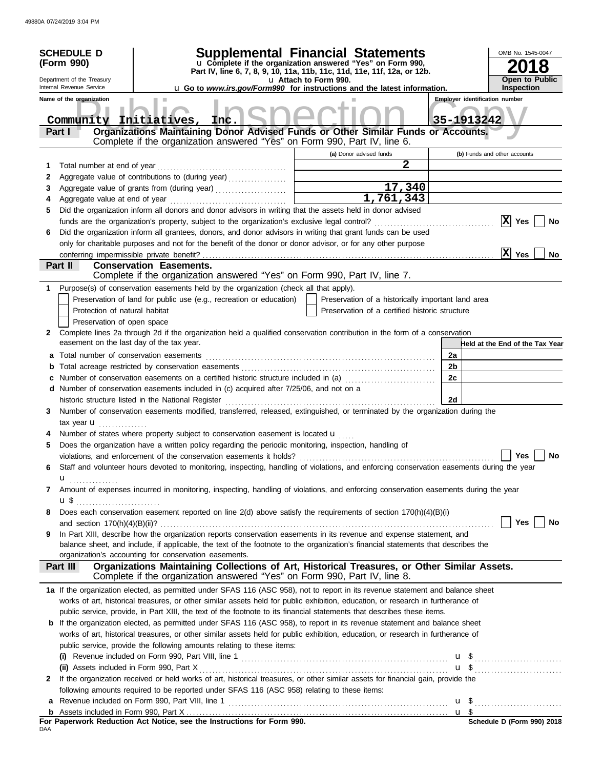**SCHEDULE D (Form 990)**

Department of the Treasury
Internal Revenue Service

# Supplemental Financial Statements

u Complete if the organization answered "Yes" on Form 990, Part IV, line 6, 7, 8, 9, 10, 11a, 11b, 11c, 11d, 11e, 11f, 12a, or 12b.
u Attach to Form 990.
u Go to *www.irs.gov/Form990* for instructions and the latest information.

OMB No. 1545-0047

**2018**

**Open to Public Inspection**

Name of the organization: Community Initiatives, Inc.

Employer identification number: 35-1913242

## Part I Organizations Maintaining Donor Advised Funds or Other Similar Funds or Accounts.
Complete if the organization answered "Yes" on Form 990, Part IV, line 6.

| | | (a) Donor advised funds | (b) Funds and other accounts |
|---|---|---|---|
| 1 | Total number at end of year | 2 | |
| 2 | Aggregate value of contributions to (during year) | | |
| 3 | Aggregate value of grants from (during year) | 17,340 | |
| 4 | Aggregate value at end of year | 1,761,343 | |

5 Did the organization inform all donors and donor advisors in writing that the assets held in donor advised funds are the organization's property, subject to the organization's exclusive legal control? [X] Yes [ ] No

6 Did the organization inform all grantees, donors, and donor advisors in writing that grant funds can be used only for charitable purposes and not for the benefit of the donor or donor advisor, or for any other purpose conferring impermissible private benefit? [X] Yes [ ] No

## Part II Conservation Easements.
Complete if the organization answered "Yes" on Form 990, Part IV, line 7.

1 Purpose(s) of conservation easements held by the organization (check all that apply).

- [ ] Preservation of land for public use (e.g., recreation or education)
- [ ] Protection of natural habitat
- [ ] Preservation of open space
- [ ] Preservation of a historically important land area
- [ ] Preservation of a certified historic structure

2 Complete lines 2a through 2d if the organization held a qualified conservation contribution in the form of a conservation easement on the last day of the tax year.

| | | | Held at the End of the Tax Year |
|---|---|---|---|
| a | Total number of conservation easements | 2a | |
| b | Total acreage restricted by conservation easements | 2b | |
| c | Number of conservation easements on a certified historic structure included in (a) | 2c | |
| d | Number of conservation easements included in (c) acquired after 7/25/06, and not on a historic structure listed in the National Register | 2d | |

3 Number of conservation easements modified, transferred, released, extinguished, or terminated by the organization during the tax year u

4 Number of states where property subject to conservation easement is located u

5 Does the organization have a written policy regarding the periodic monitoring, inspection, handling of violations, and enforcement of the conservation easements it holds? [ ] Yes [ ] No

6 Staff and volunteer hours devoted to monitoring, inspecting, handling of violations, and enforcing conservation easements during the year u

7 Amount of expenses incurred in monitoring, inspecting, handling of violations, and enforcing conservation easements during the year u $

8 Does each conservation easement reported on line 2(d) above satisfy the requirements of section 170(h)(4)(B)(i) and section 170(h)(4)(B)(ii)? [ ] Yes [ ] No

9 In Part XIII, describe how the organization reports conservation easements in its revenue and expense statement, and balance sheet, and include, if applicable, the text of the footnote to the organization's financial statements that describes the organization's accounting for conservation easements.

## Part III Organizations Maintaining Collections of Art, Historical Treasures, or Other Similar Assets.
Complete if the organization answered "Yes" on Form 990, Part IV, line 8.

1a If the organization elected, as permitted under SFAS 116 (ASC 958), not to report in its revenue statement and balance sheet works of art, historical treasures, or other similar assets held for public exhibition, education, or research in furtherance of public service, provide, in Part XIII, the text of the footnote to its financial statements that describes these items.

b If the organization elected, as permitted under SFAS 116 (ASC 958), to report in its revenue statement and balance sheet works of art, historical treasures, or other similar assets held for public exhibition, education, or research in furtherance of public service, provide the following amounts relating to these items:

(i) Revenue included on Form 990, Part VIII, line 1 u $

(ii) Assets included in Form 990, Part X u $

2 If the organization received or held works of art, historical treasures, or other similar assets for financial gain, provide the following amounts required to be reported under SFAS 116 (ASC 958) relating to these items:

a Revenue included on Form 990, Part VIII, line 1 u $

b Assets included in Form 990, Part X u $

**For Paperwork Reduction Act Notice, see the Instructions for Form 990.**

Schedule D (Form 990) 2018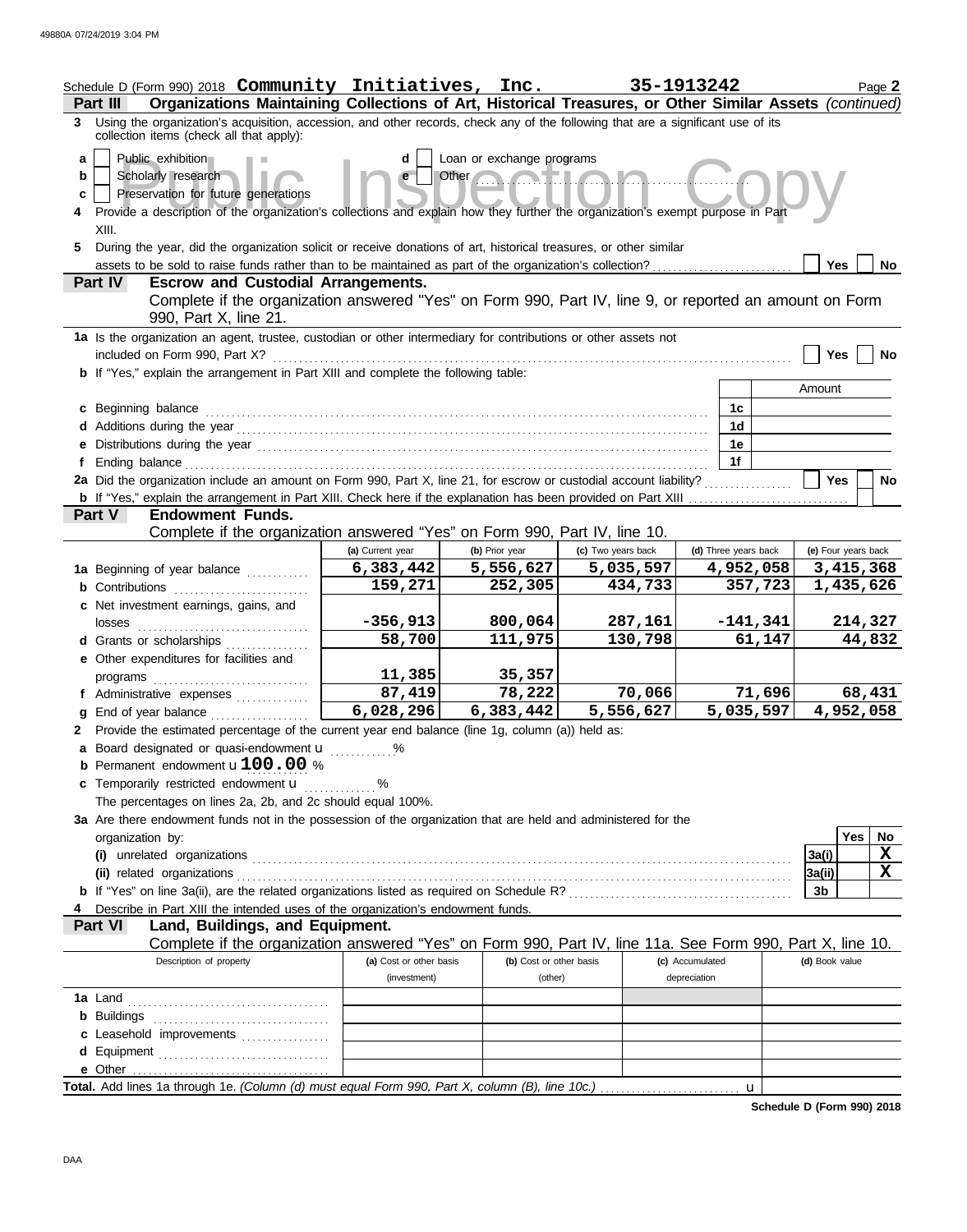Schedule D (Form 990) 2018 **Community Initiatives, Inc.** **35-1913242** Page **2**

**Part III** **Organizations Maintaining Collections of Art, Historical Treasures, or Other Similar Assets** *(continued)*

**3** Using the organization's acquisition, accession, and other records, check any of the following that are a significant use of its collection items (check all that apply):

- **a** [ ] Public exhibition
- **b** [ ] Scholarly research
- **c** [ ] Preservation for future generations
- **d** [ ] Loan or exchange programs
- **e** [ ] Other

**4** Provide a description of the organization's collections and explain how they further the organization's exempt purpose in Part XIII.

**5** During the year, did the organization solicit or receive donations of art, historical treasures, or other similar assets to be sold to raise funds rather than to be maintained as part of the organization's collection? [ ] Yes [ ] No

**Part IV** **Escrow and Custodial Arrangements.**

Complete if the organization answered "Yes" on Form 990, Part IV, line 9, or reported an amount on Form 990, Part X, line 21.

**1a** Is the organization an agent, trustee, custodian or other intermediary for contributions or other assets not included on Form 990, Part X? [ ] Yes [ ] No

**b** If "Yes," explain the arrangement in Part XIII and complete the following table:

| | | Amount |
|---|---|---|
| **c** Beginning balance | 1c | |
| **d** Additions during the year | 1d | |
| **e** Distributions during the year | 1e | |
| **f** Ending balance | 1f | |

**2a** Did the organization include an amount on Form 990, Part X, line 21, for escrow or custodial account liability? [ ] Yes [ ] No

**b** If "Yes," explain the arrangement in Part XIII. Check here if the explanation has been provided on Part XIII [ ]

**Part V** **Endowment Funds.**

Complete if the organization answered "Yes" on Form 990, Part IV, line 10.

| | (a) Current year | (b) Prior year | (c) Two years back | (d) Three years back | (e) Four years back |
|---|---|---|---|---|---|
| **1a** Beginning of year balance | 6,383,442 | 5,556,627 | 5,035,597 | 4,952,058 | 3,415,368 |
| **b** Contributions | 159,271 | 252,305 | 434,733 | 357,723 | 1,435,626 |
| **c** Net investment earnings, gains, and losses | -356,913 | 800,064 | 287,161 | -141,341 | 214,327 |
| **d** Grants or scholarships | 58,700 | 111,975 | 130,798 | 61,147 | 44,832 |
| **e** Other expenditures for facilities and programs | 11,385 | 35,357 | | | |
| **f** Administrative expenses | 87,419 | 78,222 | 70,066 | 71,696 | 68,431 |
| **g** End of year balance | 6,028,296 | 6,383,442 | 5,556,627 | 5,035,597 | 4,952,058 |

**2** Provide the estimated percentage of the current year end balance (line 1g, column (a)) held as:

- **a** Board designated or quasi-endowment ______ %
- **b** Permanent endowment **100.00** %
- **c** Temporarily restricted endowment ______ %

The percentages on lines 2a, 2b, and 2c should equal 100%.

**3a** Are there endowment funds not in the possession of the organization that are held and administered for the organization by:

| | | Yes | No |
|---|---|---|---|
| **(i)** unrelated organizations | 3a(i) | | X |
| **(ii)** related organizations | 3a(ii) | | X |
| **b** If "Yes" on line 3a(ii), are the related organizations listed as required on Schedule R? | 3b | | |

**4** Describe in Part XIII the intended uses of the organization's endowment funds.

**Part VI** **Land, Buildings, and Equipment.**

Complete if the organization answered "Yes" on Form 990, Part IV, line 11a. See Form 990, Part X, line 10.

| Description of property | (a) Cost or other basis (investment) | (b) Cost or other basis (other) | (c) Accumulated depreciation | (d) Book value |
|---|---|---|---|---|
| **1a** Land | | | | |
| **b** Buildings | | | | |
| **c** Leasehold improvements | | | | |
| **d** Equipment | | | | |
| **e** Other | | | | |

**Total.** Add lines 1a through 1e. *(Column (d) must equal Form 990, Part X, column (B), line 10c.)*

**Schedule D (Form 990) 2018**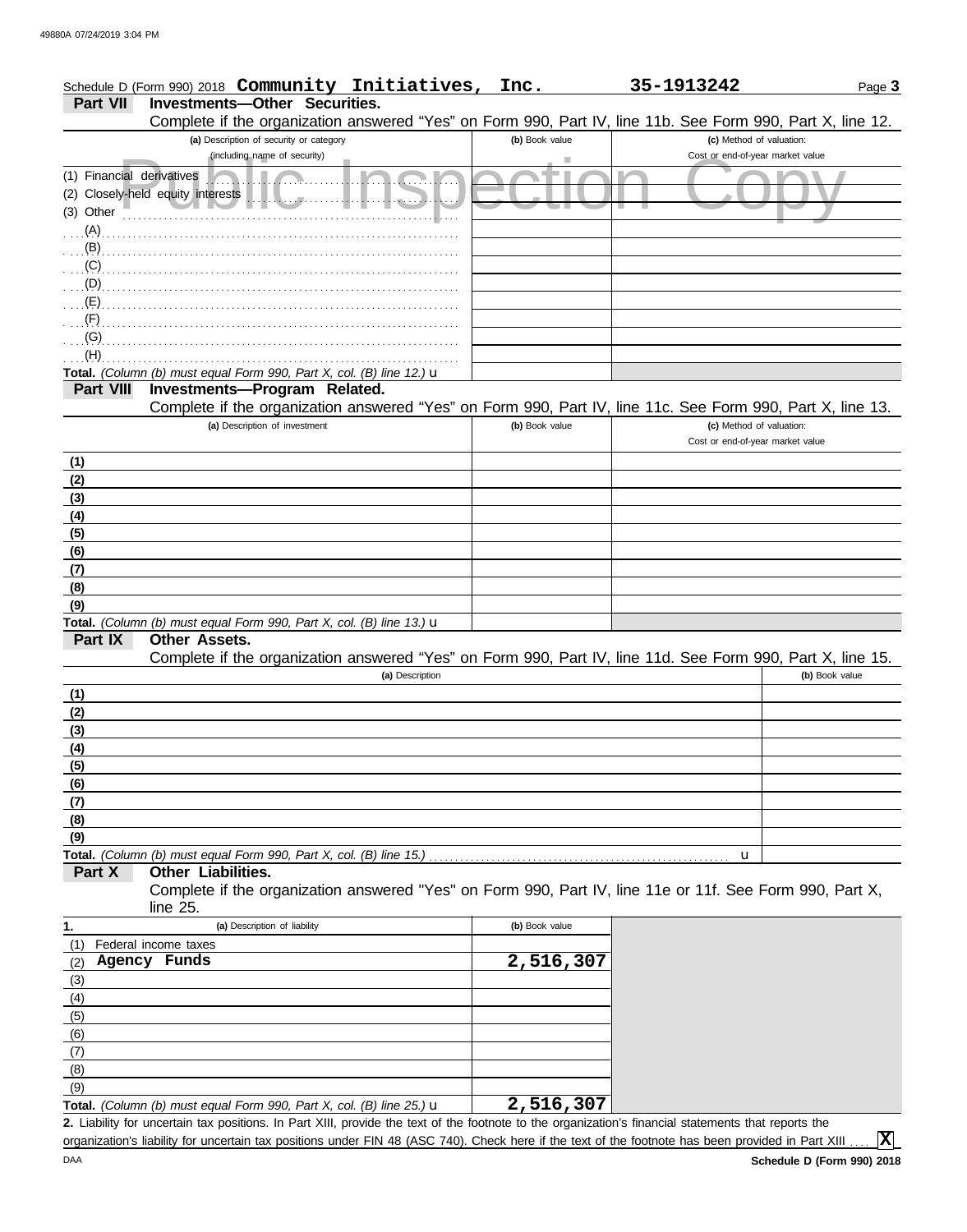Schedule D (Form 990) 2018 **Community Initiatives, Inc.** **35-1913242** Page **3**

**Part VII Investments—Other Securities.**

Complete if the organization answered "Yes" on Form 990, Part IV, line 11b. See Form 990, Part X, line 12.

| (a) Description of security or category (including name of security) | (b) Book value | (c) Method of valuation: Cost or end-of-year market value |
|---|---|---|
| (1) Financial derivatives | | |
| (2) Closely-held equity interests | | |
| (3) Other | | |
| (A) | | |
| (B) | | |
| (C) | | |
| (D) | | |
| (E) | | |
| (F) | | |
| (G) | | |
| (H) | | |
| **Total.** *(Column (b) must equal Form 990, Part X, col. (B) line 12.)* u | | |

**Part VIII Investments—Program Related.**

Complete if the organization answered "Yes" on Form 990, Part IV, line 11c. See Form 990, Part X, line 13.

| (a) Description of investment | (b) Book value | (c) Method of valuation: Cost or end-of-year market value |
|---|---|---|
| (1) | | |
| (2) | | |
| (3) | | |
| (4) | | |
| (5) | | |
| (6) | | |
| (7) | | |
| (8) | | |
| (9) | | |
| **Total.** *(Column (b) must equal Form 990, Part X, col. (B) line 13.)* u | | |

**Part IX Other Assets.**

Complete if the organization answered "Yes" on Form 990, Part IV, line 11d. See Form 990, Part X, line 15.

| (a) Description | (b) Book value |
|---|---|
| (1) | |
| (2) | |
| (3) | |
| (4) | |
| (5) | |
| (6) | |
| (7) | |
| (8) | |
| (9) | |
| **Total.** *(Column (b) must equal Form 990, Part X, col. (B) line 15.)* u | |

**Part X Other Liabilities.**

Complete if the organization answered "Yes" on Form 990, Part IV, line 11e or 11f. See Form 990, Part X, line 25.

| 1. (a) Description of liability | (b) Book value |
|---|---|
| (1) Federal income taxes | |
| (2) **Agency Funds** | **2,516,307** |
| (3) | |
| (4) | |
| (5) | |
| (6) | |
| (7) | |
| (8) | |
| (9) | |
| **Total.** *(Column (b) must equal Form 990, Part X, col. (B) line 25.)* u | **2,516,307** |

**2.** Liability for uncertain tax positions. In Part XIII, provide the text of the footnote to the organization's financial statements that reports the organization's liability for uncertain tax positions under FIN 48 (ASC 740). Check here if the text of the footnote has been provided in Part XIII .... **X**

DAA **Schedule D (Form 990) 2018**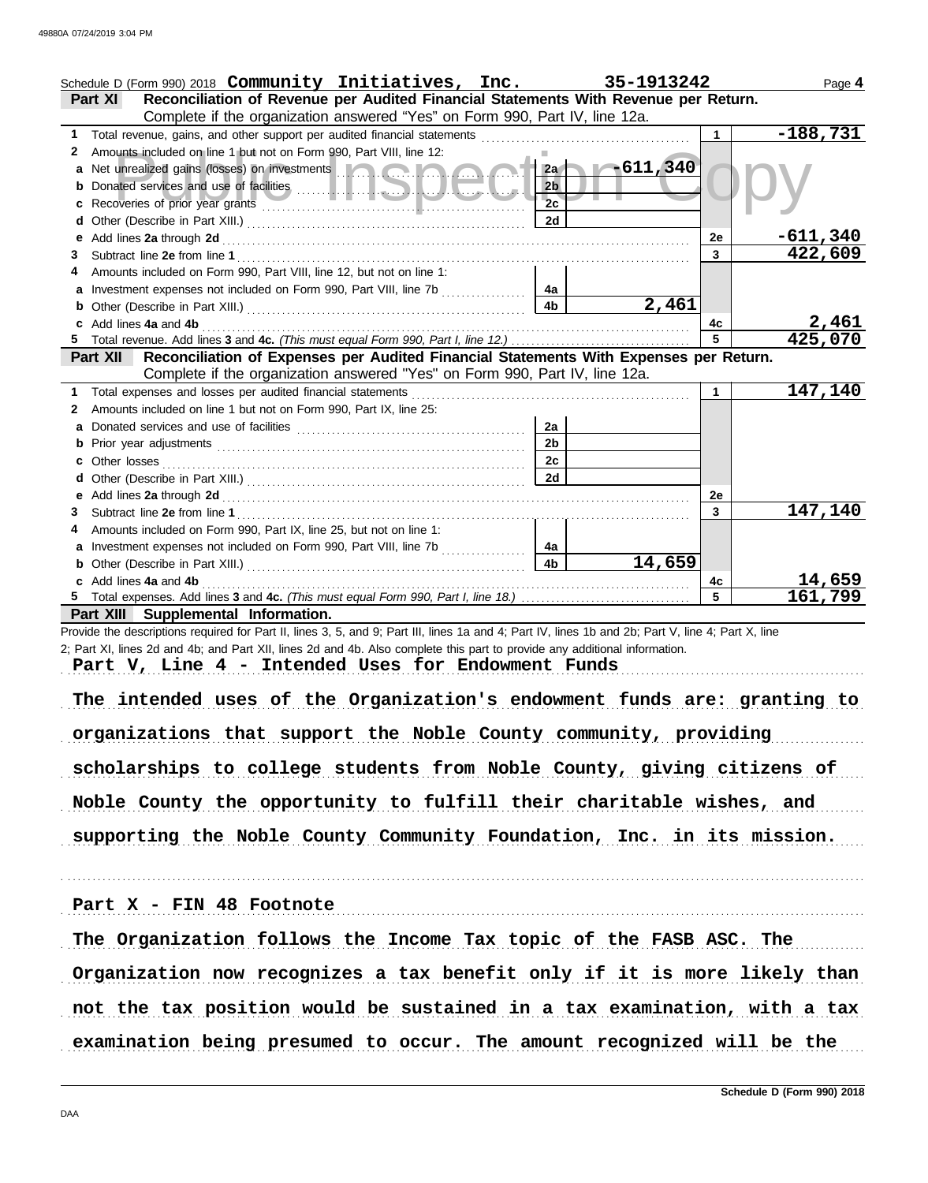Schedule D (Form 990) 2018 **Community Initiatives, Inc.** **35-1913242** Page **4**

**Part XI — Reconciliation of Revenue per Audited Financial Statements With Revenue per Return.**
Complete if the organization answered "Yes" on Form 990, Part IV, line 12a.

| | Description | | | Line | Amount |
|---|---|---|---|---|---|
| 1 | Total revenue, gains, and other support per audited financial statements | | | 1 | -188,731 |
| 2 | Amounts included on line 1 but not on Form 990, Part VIII, line 12: | | | | |
| a | Net unrealized gains (losses) on investments | 2a | -611,340 | | |
| b | Donated services and use of facilities | 2b | | | |
| c | Recoveries of prior year grants | 2c | | | |
| d | Other (Describe in Part XIII.) | 2d | | | |
| e | Add lines **2a** through **2d** | | | 2e | -611,340 |
| 3 | Subtract line **2e** from line **1** | | | 3 | 422,609 |
| 4 | Amounts included on Form 990, Part VIII, line 12, but not on line 1: | | | | |
| a | Investment expenses not included on Form 990, Part VIII, line 7b | 4a | | | |
| b | Other (Describe in Part XIII.) | 4b | 2,461 | | |
| c | Add lines **4a** and **4b** | | | 4c | 2,461 |
| 5 | Total revenue. Add lines **3** and **4c.** *(This must equal Form 990, Part I, line 12.)* | | | 5 | 425,070 |

**Part XII — Reconciliation of Expenses per Audited Financial Statements With Expenses per Return.**
Complete if the organization answered "Yes" on Form 990, Part IV, line 12a.

| | Description | | | Line | Amount |
|---|---|---|---|---|---|
| 1 | Total expenses and losses per audited financial statements | | | 1 | 147,140 |
| 2 | Amounts included on line 1 but not on Form 990, Part IX, line 25: | | | | |
| a | Donated services and use of facilities | 2a | | | |
| b | Prior year adjustments | 2b | | | |
| c | Other losses | 2c | | | |
| d | Other (Describe in Part XIII.) | 2d | | | |
| e | Add lines **2a** through **2d** | | | 2e | |
| 3 | Subtract line **2e** from line **1** | | | 3 | 147,140 |
| 4 | Amounts included on Form 990, Part IX, line 25, but not on line 1: | | | | |
| a | Investment expenses not included on Form 990, Part VIII, line 7b | 4a | | | |
| b | Other (Describe in Part XIII.) | 4b | 14,659 | | |
| c | Add lines **4a** and **4b** | | | 4c | 14,659 |
| 5 | Total expenses. Add lines **3** and **4c.** *(This must equal Form 990, Part I, line 18.)* | | | 5 | 161,799 |

**Part XIII — Supplemental Information.**

Provide the descriptions required for Part II, lines 3, 5, and 9; Part III, lines 1a and 4; Part IV, lines 1b and 2b; Part V, line 4; Part X, line 2; Part XI, lines 2d and 4b; and Part XII, lines 2d and 4b. Also complete this part to provide any additional information.

Part V, Line 4 - Intended Uses for Endowment Funds

The intended uses of the Organization's endowment funds are: granting to organizations that support the Noble County community, providing scholarships to college students from Noble County, giving citizens of Noble County the opportunity to fulfill their charitable wishes, and supporting the Noble County Community Foundation, Inc. in its mission.

Part X - FIN 48 Footnote

The Organization follows the Income Tax topic of the FASB ASC. The Organization now recognizes a tax benefit only if it is more likely than not the tax position would be sustained in a tax examination, with a tax examination being presumed to occur. The amount recognized will be the

Schedule D (Form 990) 2018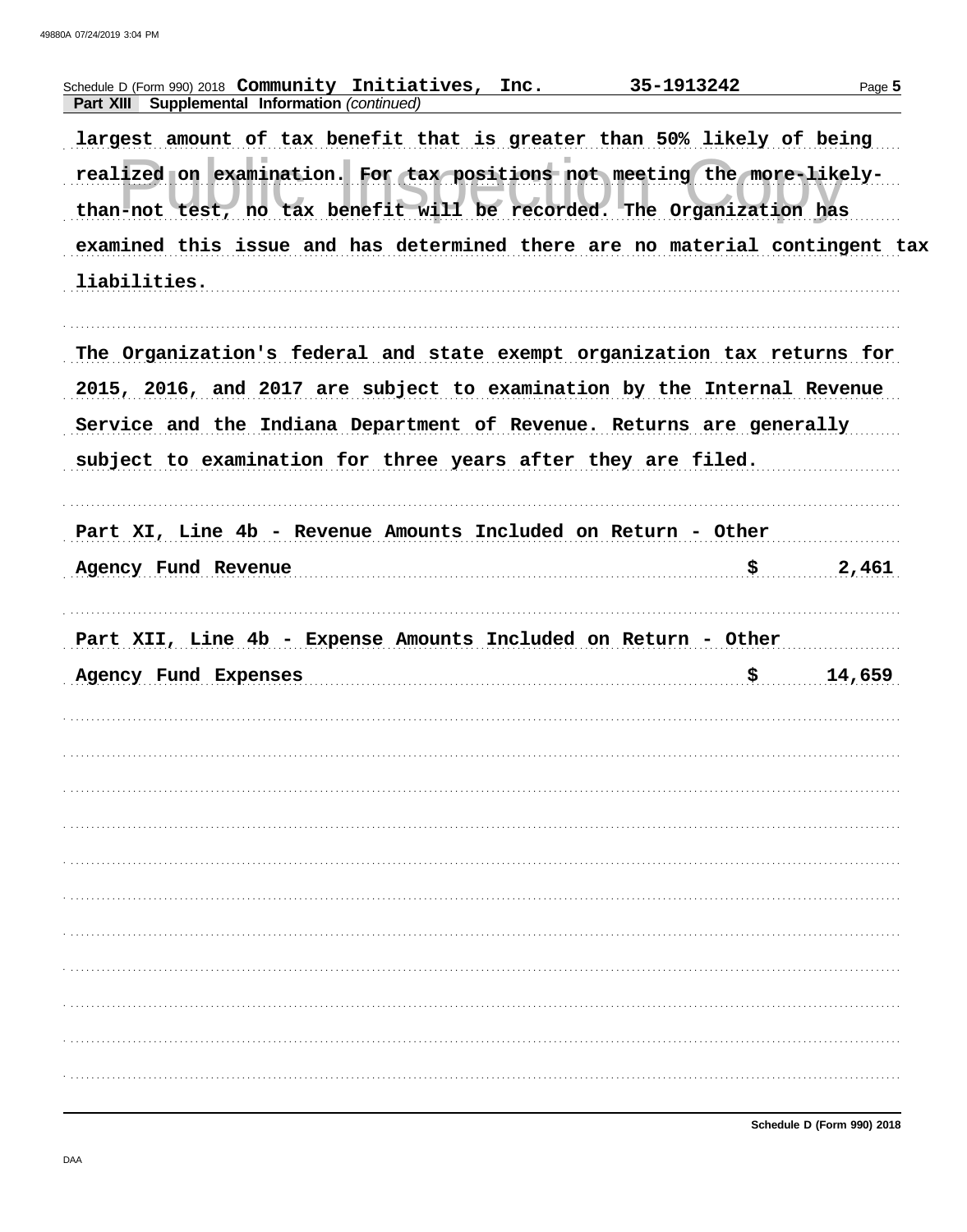Schedule D (Form 990) 2018 **Community Initiatives, Inc.** **35-1913242**

**Part XIII Supplemental Information** *(continued)*

largest amount of tax benefit that is greater than 50% likely of being realized on examination. For tax positions not meeting the more-likely-than-not test, no tax benefit will be recorded. The Organization has examined this issue and has determined there are no material contingent tax liabilities.

The Organization's federal and state exempt organization tax returns for 2015, 2016, and 2017 are subject to examination by the Internal Revenue Service and the Indiana Department of Revenue. Returns are generally subject to examination for three years after they are filed.

Part XI, Line 4b - Revenue Amounts Included on Return - Other

| | | |
|---|---|---|
| Agency Fund Revenue | $ | 2,461 |

Part XII, Line 4b - Expense Amounts Included on Return - Other

| | | |
|---|---|---|
| Agency Fund Expenses | $ | 14,659 |

Schedule D (Form 990) 2018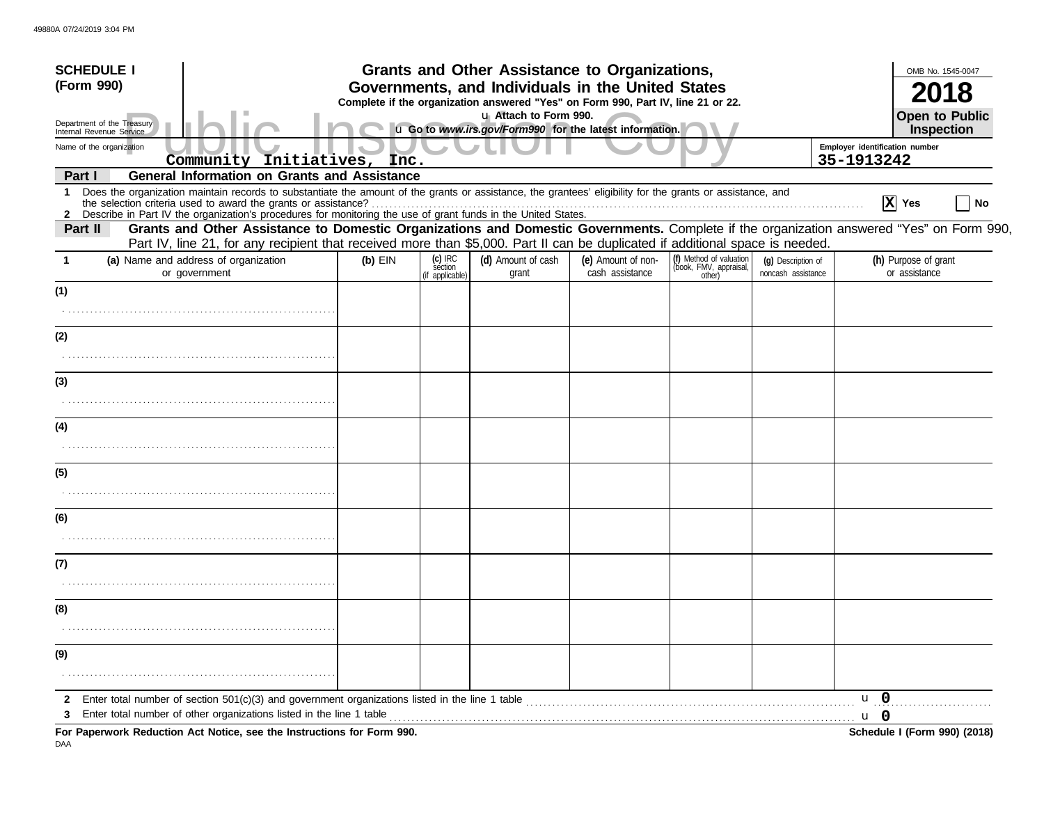**SCHEDULE I (Form 990)**

Department of the Treasury
Internal Revenue Service

# Grants and Other Assistance to Organizations, Governments, and Individuals in the United States

**Complete if the organization answered "Yes" on Form 990, Part IV, line 21 or 22.**
u Attach to Form 990.
u **Go to *www.irs.gov/Form990* for the latest information.**

OMB No. 1545-0047

**2018**

**Open to Public Inspection**

Public Inspection Copy

Name of the organization: Community Initiatives, Inc.

Employer identification number: 35-1913242

**Part I — General Information on Grants and Assistance**

1 Does the organization maintain records to substantiate the amount of the grants or assistance, the grantees' eligibility for the grants or assistance, and the selection criteria used to award the grants or assistance? . . . . . . [X] Yes [ ] No

2 Describe in Part IV the organization's procedures for monitoring the use of grant funds in the United States.

**Part II — Grants and Other Assistance to Domestic Organizations and Domestic Governments.** Complete if the organization answered "Yes" on Form 990, Part IV, line 21, for any recipient that received more than $5,000. Part II can be duplicated if additional space is needed.

| 1 (a) Name and address of organization or government | (b) EIN | (c) IRC section (if applicable) | (d) Amount of cash grant | (e) Amount of non-cash assistance | (f) Method of valuation (book, FMV, appraisal, other) | (g) Description of noncash assistance | (h) Purpose of grant or assistance |
|---|---|---|---|---|---|---|---|
| (1) | | | | | | | |
| (2) | | | | | | | |
| (3) | | | | | | | |
| (4) | | | | | | | |
| (5) | | | | | | | |
| (6) | | | | | | | |
| (7) | | | | | | | |
| (8) | | | | | | | |
| (9) | | | | | | | |

2 Enter total number of section 501(c)(3) and government organizations listed in the line 1 table . . . . . . u 0

3 Enter total number of other organizations listed in the line 1 table . . . . . . u 0

**For Paperwork Reduction Act Notice, see the Instructions for Form 990.** **Schedule I (Form 990) (2018)**

DAA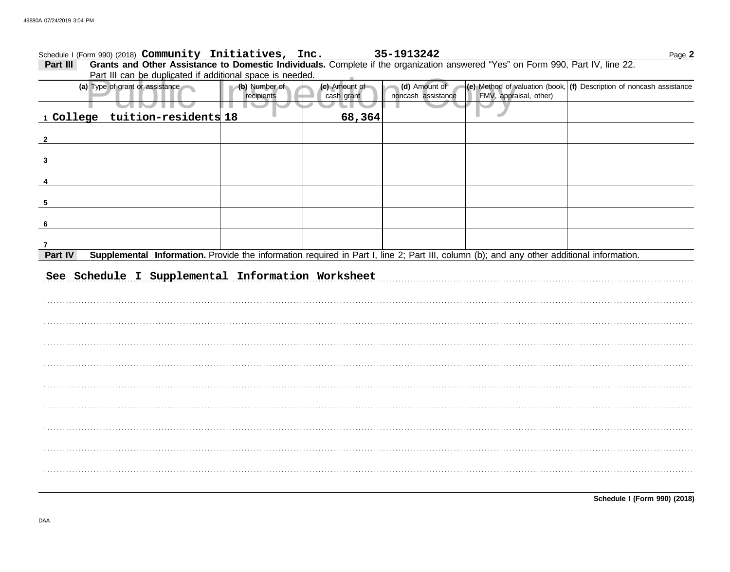Schedule I (Form 990) (2018) **Community Initiatives, Inc.** **35-1913242**

**Part III** **Grants and Other Assistance to Domestic Individuals.** Complete if the organization answered "Yes" on Form 990, Part IV, line 22. Part III can be duplicated if additional space is needed.

| (a) Type of grant or assistance | (b) Number of recipients | (c) Amount of cash grant | (d) Amount of noncash assistance | (e) Method of valuation (book, FMV, appraisal, other) | (f) Description of noncash assistance |
|---|---|---|---|---|---|
| 1 College tuition-residents | 18 | 68,364 | | | |
| 2 | | | | | |
| 3 | | | | | |
| 4 | | | | | |
| 5 | | | | | |
| 6 | | | | | |
| 7 | | | | | |

**Part IV** **Supplemental Information.** Provide the information required in Part I, line 2; Part III, column (b); and any other additional information.

See Schedule I Supplemental Information Worksheet

**Schedule I (Form 990) (2018)**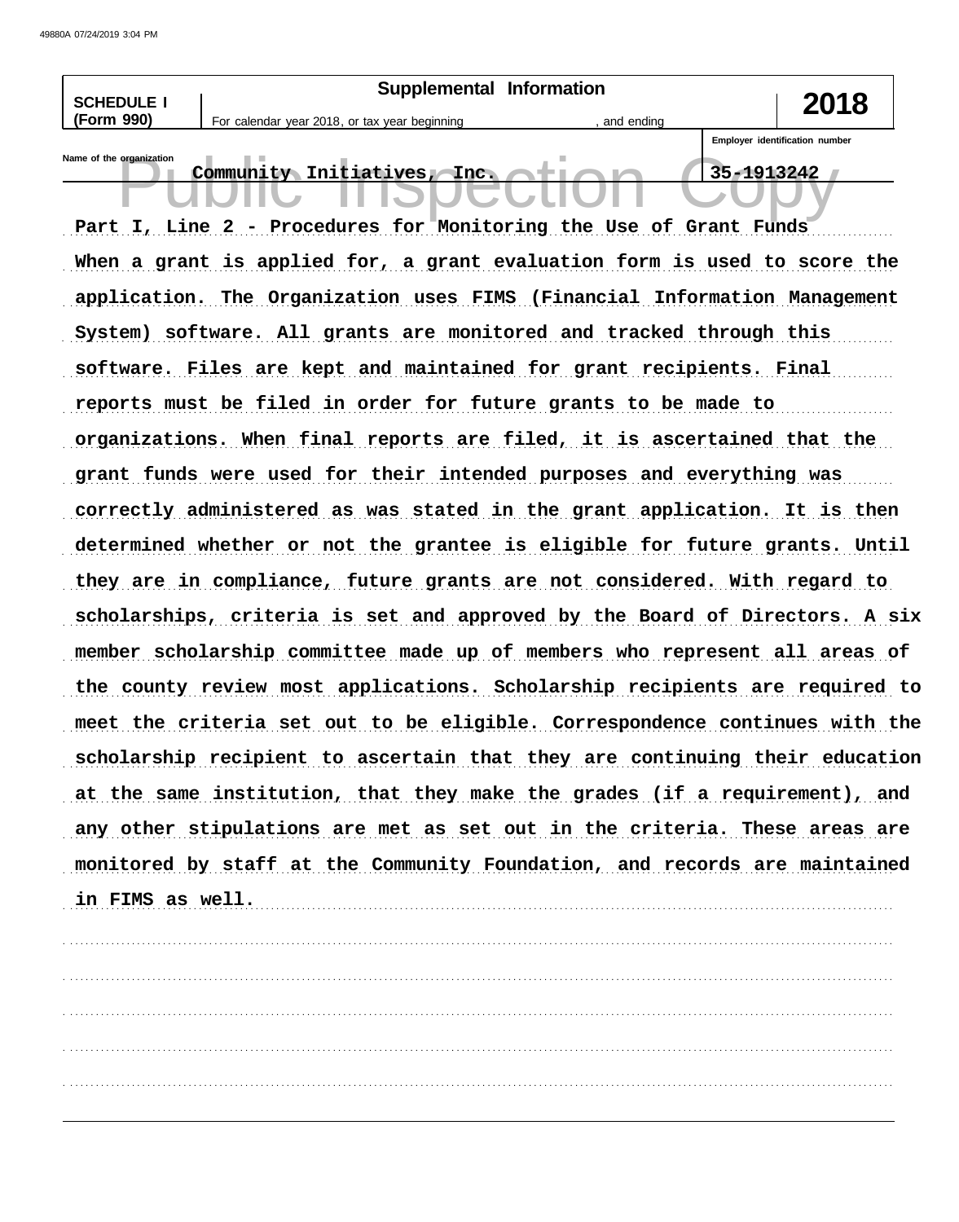**SCHEDULE I (Form 990)**

**Supplemental Information**

**2018**

For calendar year 2018, or tax year beginning , and ending

Name of the organization: Community Initiatives, Inc.

Employer identification number: 35-1913242

Part I, Line 2 - Procedures for Monitoring the Use of Grant Funds

When a grant is applied for, a grant evaluation form is used to score the application. The Organization uses FIMS (Financial Information Management System) software. All grants are monitored and tracked through this software. Files are kept and maintained for grant recipients. Final reports must be filed in order for future grants to be made to organizations. When final reports are filed, it is ascertained that the grant funds were used for their intended purposes and everything was correctly administered as was stated in the grant application. It is then determined whether or not the grantee is eligible for future grants. Until they are in compliance, future grants are not considered. With regard to scholarships, criteria is set and approved by the Board of Directors. A six member scholarship committee made up of members who represent all areas of the county review most applications. Scholarship recipients are required to meet the criteria set out to be eligible. Correspondence continues with the scholarship recipient to ascertain that they are continuing their education at the same institution, that they make the grades (if a requirement), and any other stipulations are met as set out in the criteria. These areas are monitored by staff at the Community Foundation, and records are maintained in FIMS as well.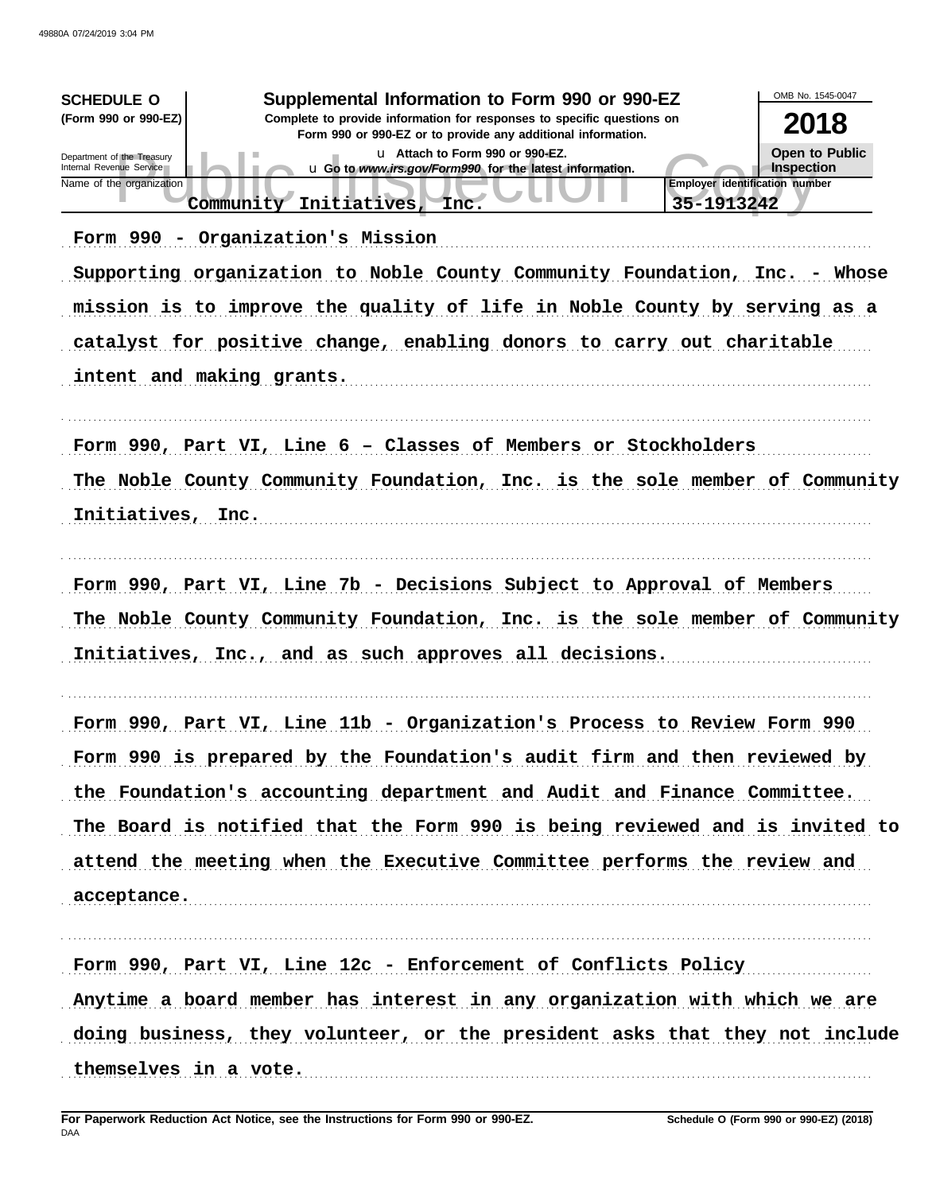**SCHEDULE O** (Form 990 or 990-EZ)

Department of the Treasury
Internal Revenue Service

# Supplemental Information to Form 990 or 990-EZ

**Complete to provide information for responses to specific questions on Form 990 or 990-EZ or to provide any additional information.**

u Attach to Form 990 or 990-EZ.

u Go to *www.irs.gov/Form990* for the latest information.

OMB No. 1545-0047

**2018**

**Open to Public Inspection**

| Name of the organization | Employer identification number |
|---|---|
| Community Initiatives, Inc. | 35-1913242 |

**Form 990 - Organization's Mission**

Supporting organization to Noble County Community Foundation, Inc. - Whose mission is to improve the quality of life in Noble County by serving as a catalyst for positive change, enabling donors to carry out charitable intent and making grants.

**Form 990, Part VI, Line 6 – Classes of Members or Stockholders**

The Noble County Community Foundation, Inc. is the sole member of Community Initiatives, Inc.

**Form 990, Part VI, Line 7b - Decisions Subject to Approval of Members**

The Noble County Community Foundation, Inc. is the sole member of Community Initiatives, Inc., and as such approves all decisions.

**Form 990, Part VI, Line 11b - Organization's Process to Review Form 990**

Form 990 is prepared by the Foundation's audit firm and then reviewed by the Foundation's accounting department and Audit and Finance Committee. The Board is notified that the Form 990 is being reviewed and is invited to attend the meeting when the Executive Committee performs the review and acceptance.

**Form 990, Part VI, Line 12c - Enforcement of Conflicts Policy**

Anytime a board member has interest in any organization with which we are doing business, they volunteer, or the president asks that they not include themselves in a vote.

For Paperwork Reduction Act Notice, see the Instructions for Form 990 or 990-EZ. Schedule O (Form 990 or 990-EZ) (2018)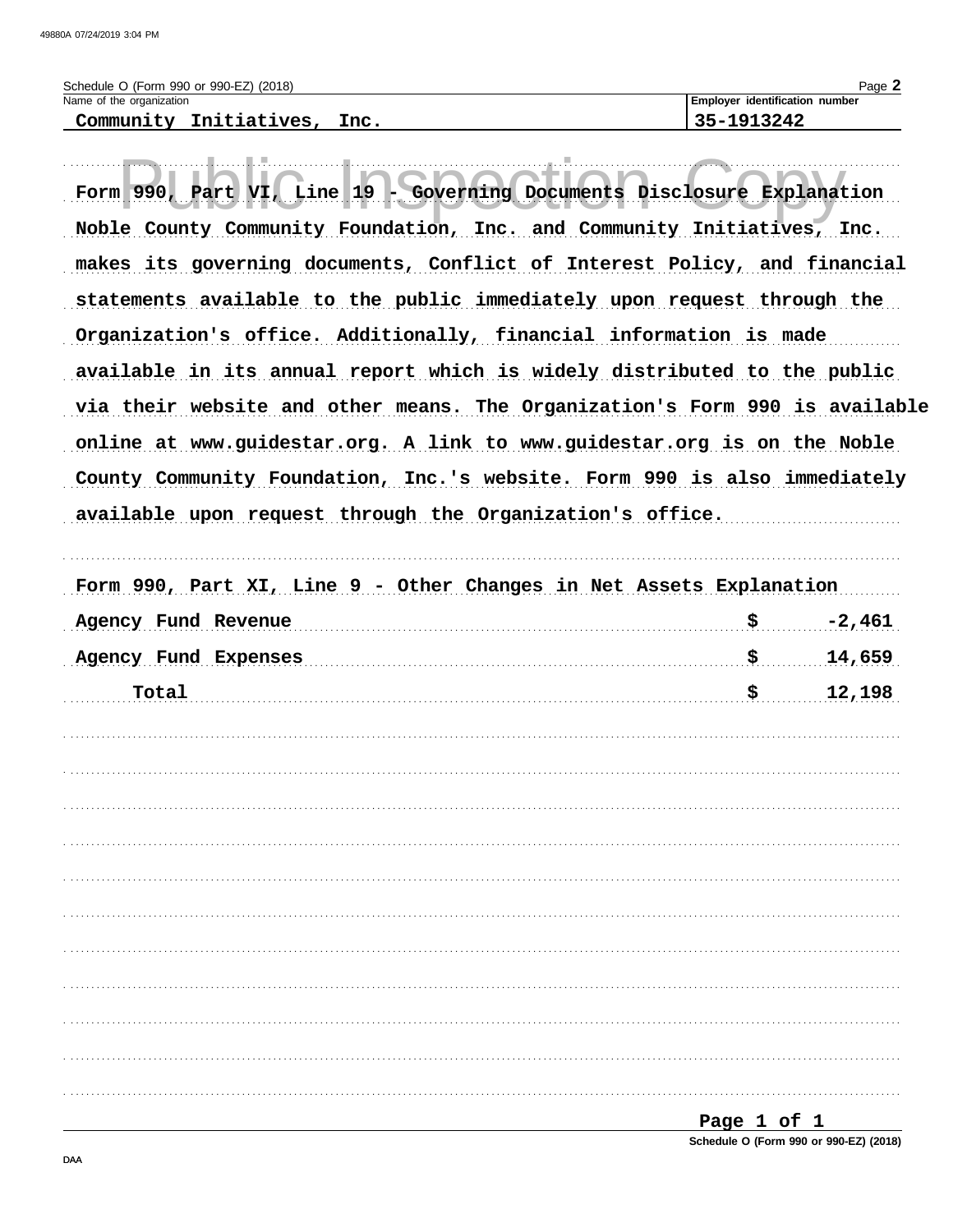Schedule O (Form 990 or 990-EZ) (2018)

| Name of the organization | Employer identification number |
|---|---|
| Community Initiatives, Inc. | 35-1913242 |

Form 990, Part VI, Line 19 - Governing Documents Disclosure Explanation

Noble County Community Foundation, Inc. and Community Initiatives, Inc. makes its governing documents, Conflict of Interest Policy, and financial statements available to the public immediately upon request through the Organization's office. Additionally, financial information is made available in its annual report which is widely distributed to the public via their website and other means. The Organization's Form 990 is available online at www.guidestar.org. A link to www.guidestar.org is on the Noble County Community Foundation, Inc.'s website. Form 990 is also immediately available upon request through the Organization's office.

Form 990, Part XI, Line 9 - Other Changes in Net Assets Explanation

| | | |
|---|---|---|
| Agency Fund Revenue | $ | -2,461 |
| Agency Fund Expenses | $ | 14,659 |
| Total | $ | 12,198 |

Schedule O (Form 990 or 990-EZ) (2018)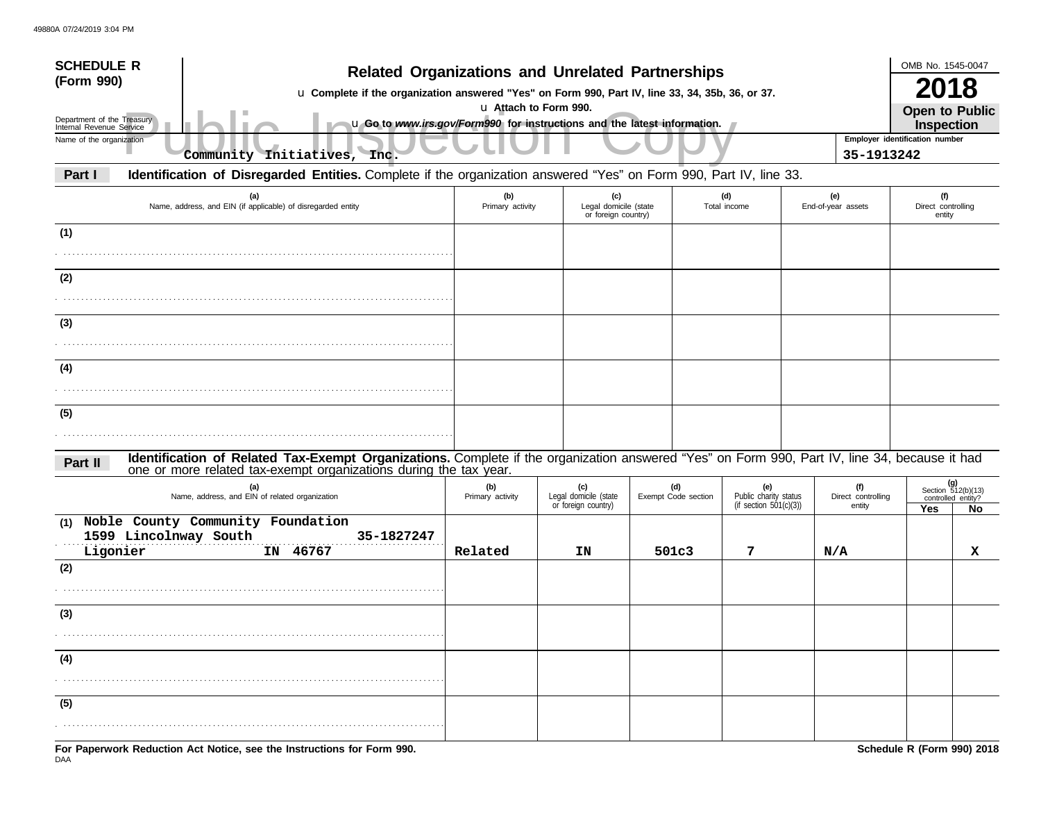# SCHEDULE R (Form 990)

## Related Organizations and Unrelated Partnerships

u **Complete if the organization answered "Yes" on Form 990, Part IV, line 33, 34, 35b, 36, or 37.**

u **Attach to Form 990.**

u **Go to *www.irs.gov/Form990* for instructions and the latest information.**

OMB No. 1545-0047

**2018**

**Open to Public Inspection**

Department of the Treasury
Internal Revenue Service

Public Inspection Copy

Name of the organization: Community Initiatives, Inc.

Employer identification number: 35-1913242

**Part I** **Identification of Disregarded Entities.** Complete if the organization answered "Yes" on Form 990, Part IV, line 33.

| | (a) Name, address, and EIN (if applicable) of disregarded entity | (b) Primary activity | (c) Legal domicile (state or foreign country) | (d) Total income | (e) End-of-year assets | (f) Direct controlling entity |
|---|---|---|---|---|---|---|
| (1) | | | | | | |
| (2) | | | | | | |
| (3) | | | | | | |
| (4) | | | | | | |
| (5) | | | | | | |

**Part II** **Identification of Related Tax-Exempt Organizations.** Complete if the organization answered "Yes" on Form 990, Part IV, line 34, because it had one or more related tax-exempt organizations during the tax year.

| | (a) Name, address, and EIN of related organization | (b) Primary activity | (c) Legal domicile (state or foreign country) | (d) Exempt Code section | (e) Public charity status (if section 501(c)(3)) | (f) Direct controlling entity | (g) Section 512(b)(13) controlled entity? Yes | No |
|---|---|---|---|---|---|---|---|---|
| (1) | Noble County Community Foundation<br>1599 Lincolnway South 35-1827247<br>Ligonier IN 46767 | Related | IN | 501c3 | 7 | N/A | | X |
| (2) | | | | | | | | |
| (3) | | | | | | | | |
| (4) | | | | | | | | |
| (5) | | | | | | | | |

**For Paperwork Reduction Act Notice, see the Instructions for Form 990.**

**Schedule R (Form 990) 2018**

DAA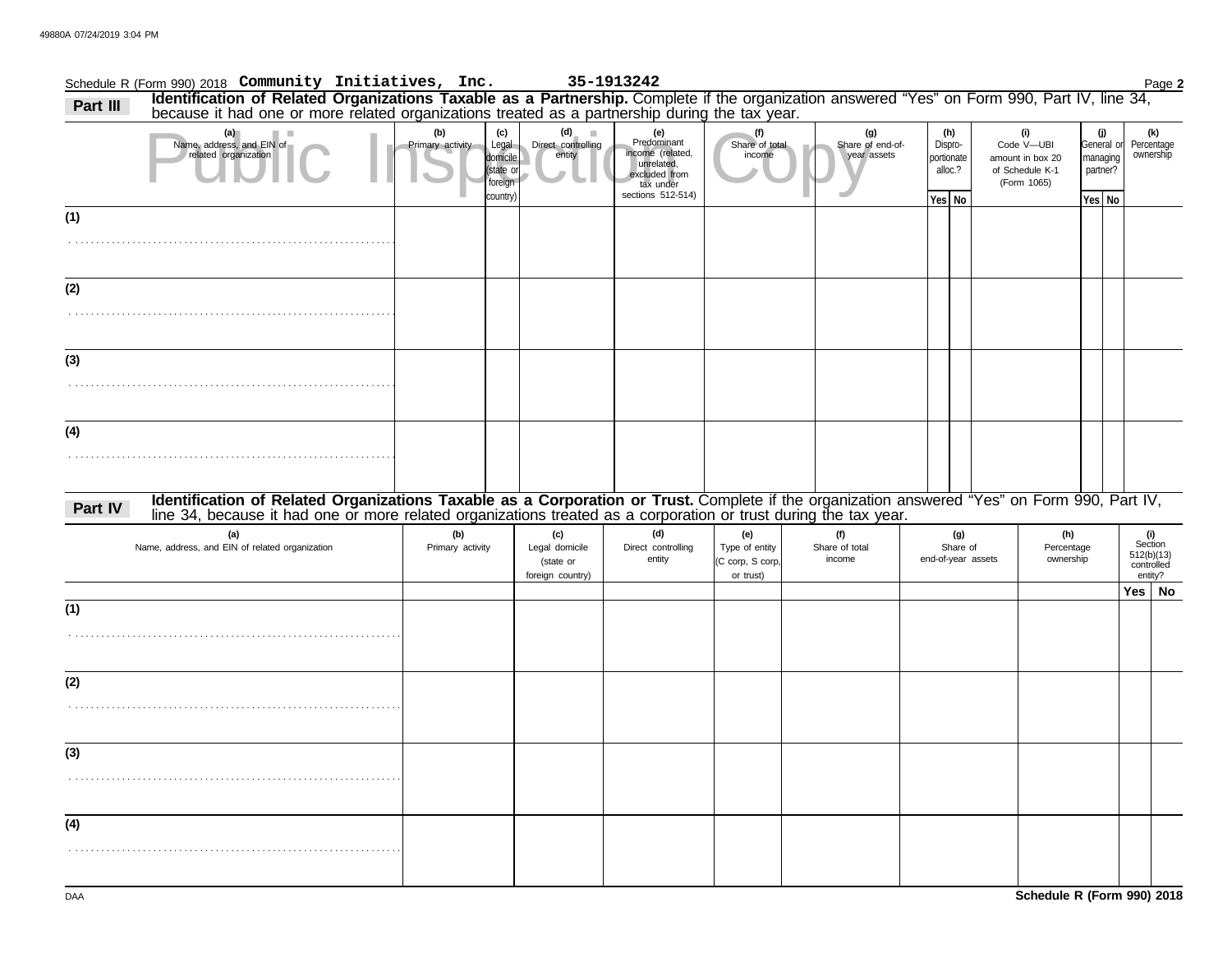Schedule R (Form 990) 2018 **Community Initiatives, Inc.** **35-1913242** Page **2**

## Part III Identification of Related Organizations Taxable as a Partnership.

Complete if the organization answered "Yes" on Form 990, Part IV, line 34, because it had one or more related organizations treated as a partnership during the tax year.

Public Inspection Copy

| (a) Name, address, and EIN of related organization | (b) Primary activity | (c) Legal domicile (state or foreign country) | (d) Direct controlling entity | (e) Predominant income (related, unrelated, excluded from tax under sections 512-514) | (f) Share of total income | (g) Share of end-of-year assets | (h) Disproportionate alloc.? Yes | (h) No | (i) Code V—UBI amount in box 20 of Schedule K-1 (Form 1065) | (j) General or managing partner? Yes | (j) No | (k) Percentage ownership |
|---|---|---|---|---|---|---|---|---|---|---|---|---|
| (1) | | | | | | | | | | | | |
| (2) | | | | | | | | | | | | |
| (3) | | | | | | | | | | | | |
| (4) | | | | | | | | | | | | |

## Part IV Identification of Related Organizations Taxable as a Corporation or Trust.

Complete if the organization answered "Yes" on Form 990, Part IV, line 34, because it had one or more related organizations treated as a corporation or trust during the tax year.

| (a) Name, address, and EIN of related organization | (b) Primary activity | (c) Legal domicile (state or foreign country) | (d) Direct controlling entity | (e) Type of entity (C corp, S corp, or trust) | (f) Share of total income | (g) Share of end-of-year assets | (h) Percentage ownership | (i) Section 512(b)(13) controlled entity? Yes | (i) No |
|---|---|---|---|---|---|---|---|---|---|
| (1) | | | | | | | | | |
| (2) | | | | | | | | | |
| (3) | | | | | | | | | |
| (4) | | | | | | | | | |

DAA **Schedule R (Form 990) 2018**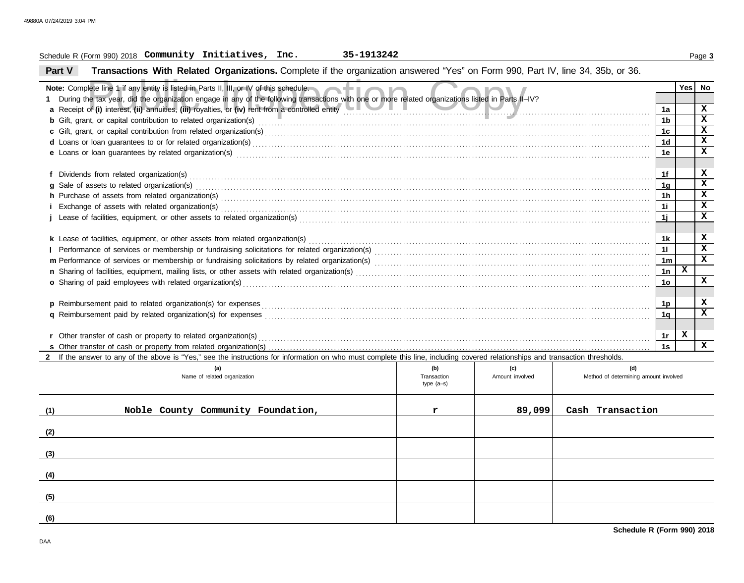Schedule R (Form 990) 2018 **Community Initiatives, Inc.** **35-1913242** Page **3**

## Part V Transactions With Related Organizations.

Complete if the organization answered "Yes" on Form 990, Part IV, line 34, 35b, or 36.

**Note:** Complete line 1 if any entity is listed in Parts II, III, or IV of this schedule.

| | | Line | Yes | No |
|---|---|---|---|---|
| **1** | During the tax year, did the organization engage in any of the following transactions with one or more related organizations listed in Parts II–IV? | | | |
| **a** | Receipt of **(i)** interest, **(ii)** annuities, **(iii)** royalties, or **(iv)** rent from a controlled entity | 1a | | X |
| **b** | Gift, grant, or capital contribution to related organization(s) | 1b | | X |
| **c** | Gift, grant, or capital contribution from related organization(s) | 1c | | X |
| **d** | Loans or loan guarantees to or for related organization(s) | 1d | | X |
| **e** | Loans or loan guarantees by related organization(s) | 1e | | X |
| **f** | Dividends from related organization(s) | 1f | | X |
| **g** | Sale of assets to related organization(s) | 1g | | X |
| **h** | Purchase of assets from related organization(s) | 1h | | X |
| **i** | Exchange of assets with related organization(s) | 1i | | X |
| **j** | Lease of facilities, equipment, or other assets to related organization(s) | 1j | | X |
| **k** | Lease of facilities, equipment, or other assets from related organization(s) | 1k | | X |
| **l** | Performance of services or membership or fundraising solicitations for related organization(s) | 1l | | X |
| **m** | Performance of services or membership or fundraising solicitations by related organization(s) | 1m | | X |
| **n** | Sharing of facilities, equipment, mailing lists, or other assets with related organization(s) | 1n | X | |
| **o** | Sharing of paid employees with related organization(s) | 1o | | X |
| **p** | Reimbursement paid to related organization(s) for expenses | 1p | | X |
| **q** | Reimbursement paid by related organization(s) for expenses | 1q | | X |
| **r** | Other transfer of cash or property to related organization(s) | 1r | X | |
| **s** | Other transfer of cash or property from related organization(s) | 1s | | X |

**2** If the answer to any of the above is "Yes," see the instructions for information on who must complete this line, including covered relationships and transaction thresholds.

| | (a) Name of related organization | (b) Transaction type (a–s) | (c) Amount involved | (d) Method of determining amount involved |
|---|---|---|---|---|
| (1) | Noble County Community Foundation, | r | 89,099 | Cash Transaction |
| (2) | | | | |
| (3) | | | | |
| (4) | | | | |
| (5) | | | | |
| (6) | | | | |

**Schedule R (Form 990) 2018**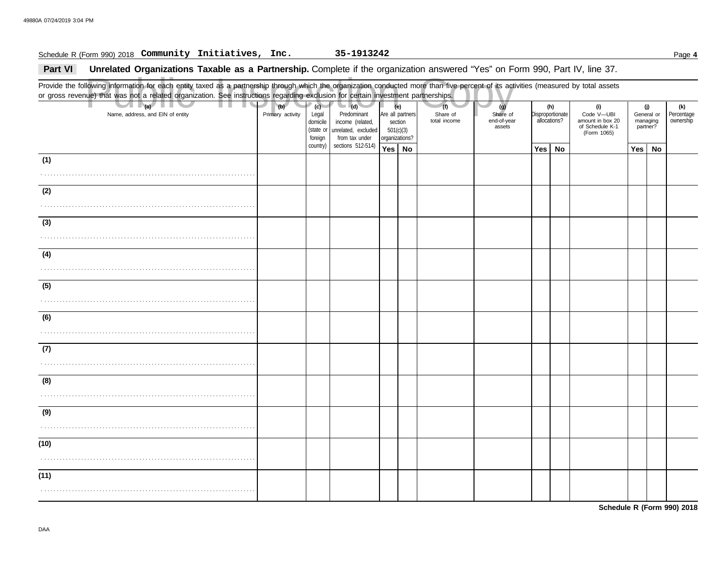Schedule R (Form 990) 2018 **Community Initiatives, Inc.** **35-1913242**

**Part VI** **Unrelated Organizations Taxable as a Partnership.** Complete if the organization answered "Yes" on Form 990, Part IV, line 37.

Provide the following information for each entity taxed as a partnership through which the organization conducted more than five percent of its activities (measured by total assets or gross revenue) that was not a related organization. See instructions regarding exclusion for certain investment partnerships.

| (a) Name, address, and EIN of entity | (b) Primary activity | (c) Legal domicile (state or foreign country) | (d) Predominant income (related, unrelated, excluded from tax under sections 512-514) | (e) Are all partners section 501(c)(3) organizations? | | (f) Share of total income | (g) Share of end-of-year assets | (h) Disproportionate allocations? | | (i) Code V—UBI amount in box 20 of Schedule K-1 (Form 1065) | (j) General or managing partner? | | (k) Percentage ownership |
|---|---|---|---|---|---|---|---|---|---|---|---|---|---|
| | | | | Yes | No | | | Yes | No | | Yes | No | |
| (1) | | | | | | | | | | | | | |
| (2) | | | | | | | | | | | | | |
| (3) | | | | | | | | | | | | | |
| (4) | | | | | | | | | | | | | |
| (5) | | | | | | | | | | | | | |
| (6) | | | | | | | | | | | | | |
| (7) | | | | | | | | | | | | | |
| (8) | | | | | | | | | | | | | |
| (9) | | | | | | | | | | | | | |
| (10) | | | | | | | | | | | | | |
| (11) | | | | | | | | | | | | | |

**Schedule R (Form 990) 2018**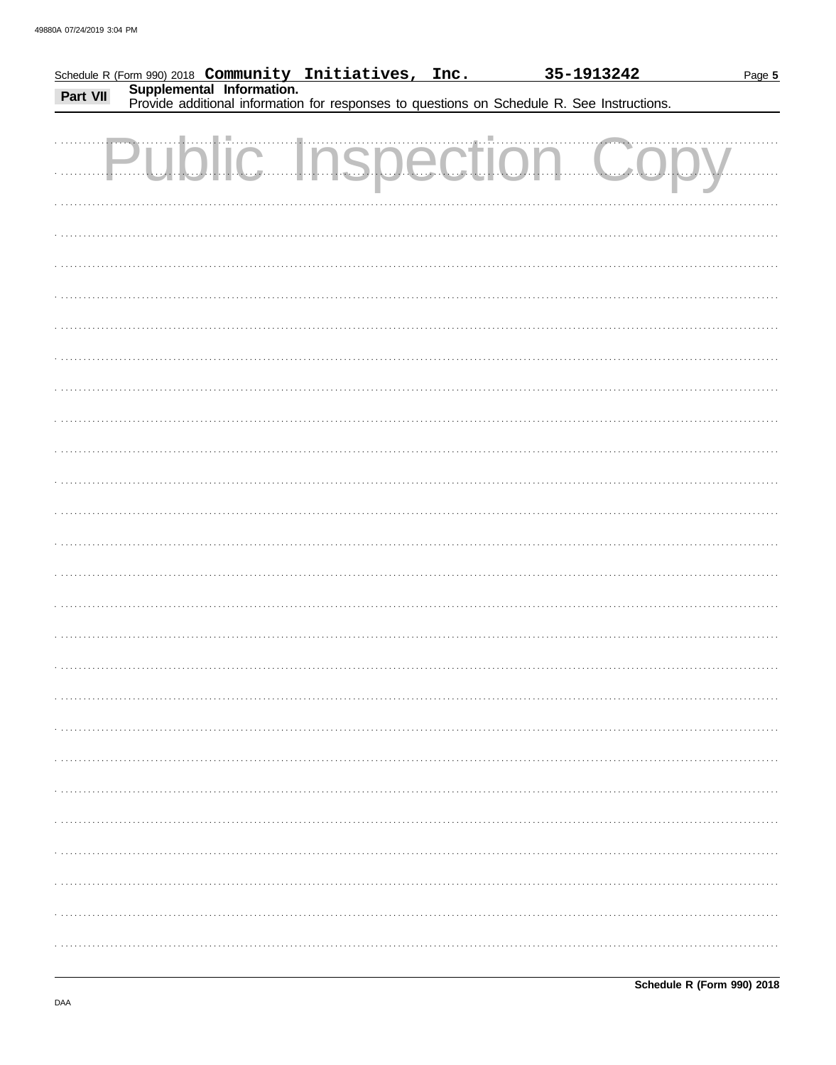Schedule R (Form 990) 2018 **Community Initiatives, Inc.** **35-1913242**

**Part VII** **Supplemental Information.**
Provide additional information for responses to questions on Schedule R. See Instructions.

Public Inspection Copy

**Schedule R (Form 990) 2018**

DAA